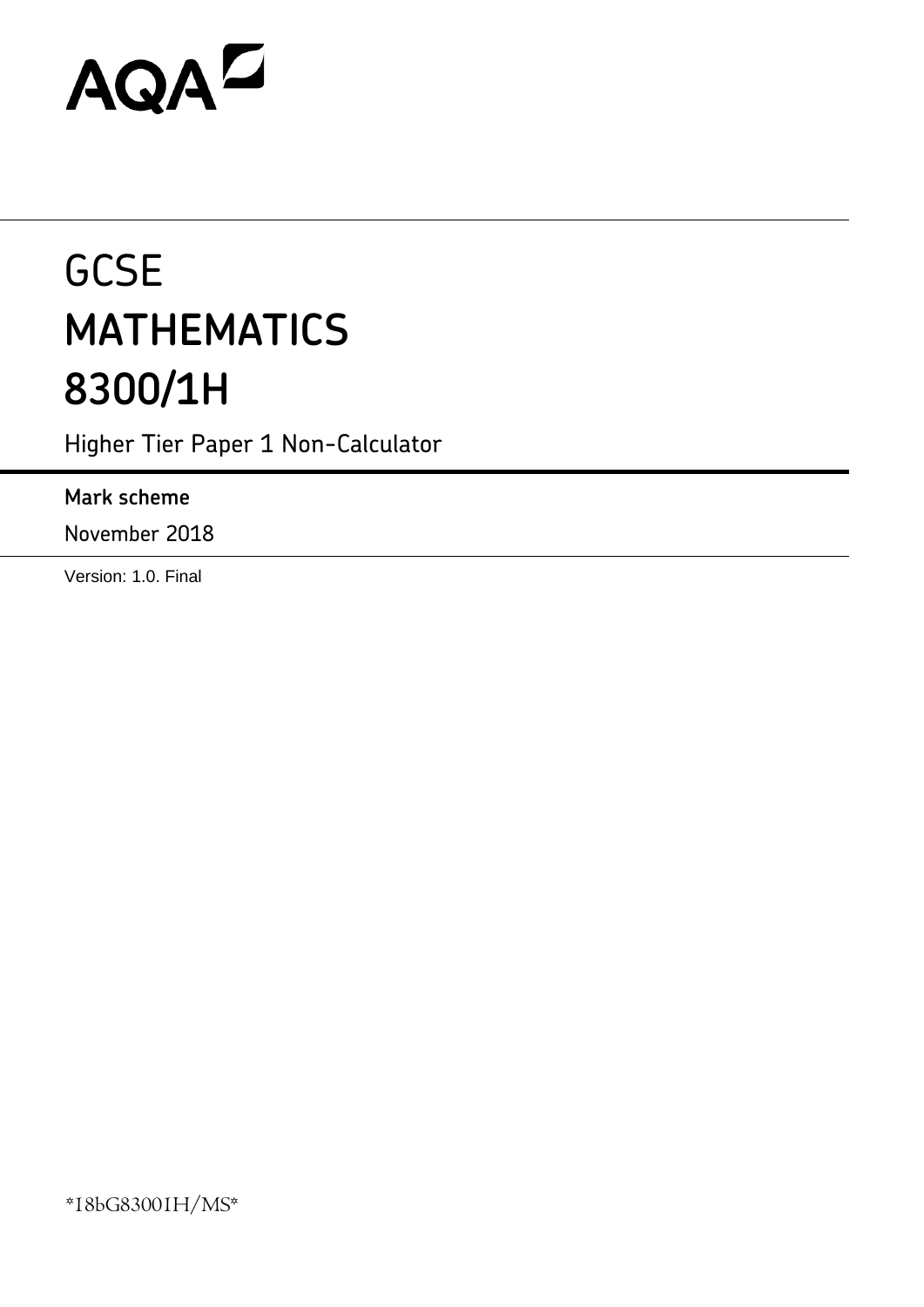AQA

# GCSE
# MATHEMATICS
# 8300/1H

Higher Tier Paper 1 Non-Calculator

**Mark scheme**

November 2018

Version: 1.0. Final

*18bG83001H/MS*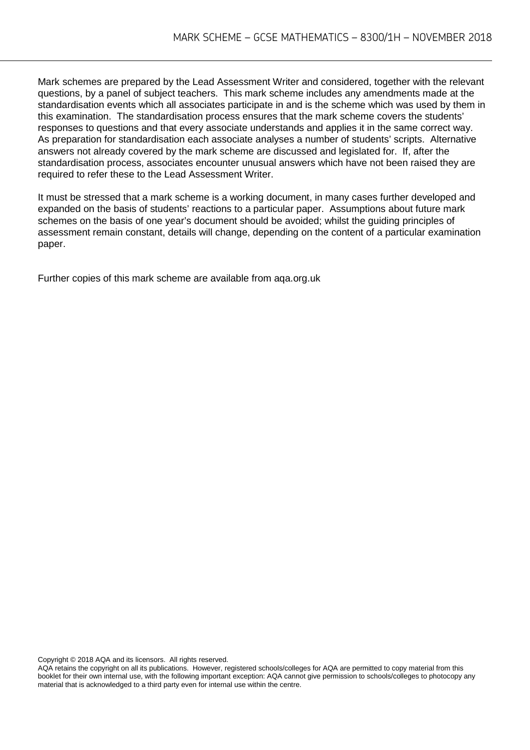Mark schemes are prepared by the Lead Assessment Writer and considered, together with the relevant questions, by a panel of subject teachers. This mark scheme includes any amendments made at the standardisation events which all associates participate in and is the scheme which was used by them in this examination. The standardisation process ensures that the mark scheme covers the students' responses to questions and that every associate understands and applies it in the same correct way. As preparation for standardisation each associate analyses a number of students' scripts. Alternative answers not already covered by the mark scheme are discussed and legislated for. If, after the standardisation process, associates encounter unusual answers which have not been raised they are required to refer these to the Lead Assessment Writer.

It must be stressed that a mark scheme is a working document, in many cases further developed and expanded on the basis of students' reactions to a particular paper. Assumptions about future mark schemes on the basis of one year's document should be avoided; whilst the guiding principles of assessment remain constant, details will change, depending on the content of a particular examination paper.

Further copies of this mark scheme are available from aqa.org.uk

Copyright © 2018 AQA and its licensors. All rights reserved.
AQA retains the copyright on all its publications. However, registered schools/colleges for AQA are permitted to copy material from this booklet for their own internal use, with the following important exception: AQA cannot give permission to schools/colleges to photocopy any material that is acknowledged to a third party even for internal use within the centre.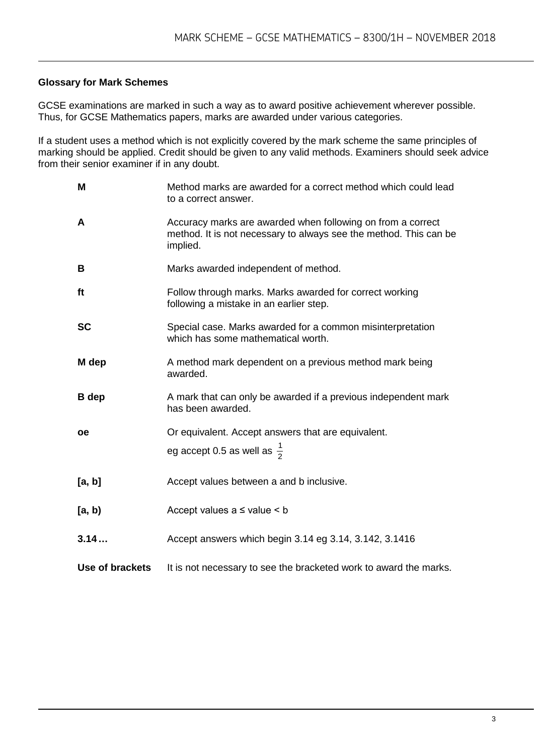## Glossary for Mark Schemes

GCSE examinations are marked in such a way as to award positive achievement wherever possible. Thus, for GCSE Mathematics papers, marks are awarded under various categories.

If a student uses a method which is not explicitly covered by the mark scheme the same principles of marking should be applied. Credit should be given to any valid methods. Examiners should seek advice from their senior examiner if in any doubt.

| | |
|---|---|
| **M** | Method marks are awarded for a correct method which could lead to a correct answer. |
| **A** | Accuracy marks are awarded when following on from a correct method. It is not necessary to always see the method. This can be implied. |
| **B** | Marks awarded independent of method. |
| **ft** | Follow through marks. Marks awarded for correct working following a mistake in an earlier step. |
| **SC** | Special case. Marks awarded for a common misinterpretation which has some mathematical worth. |
| **M dep** | A method mark dependent on a previous method mark being awarded. |
| **B dep** | A mark that can only be awarded if a previous independent mark has been awarded. |
| **oe** | Or equivalent. Accept answers that are equivalent. eg accept 0.5 as well as $\frac{1}{2}$ |
| **[a, b]** | Accept values between a and b inclusive. |
| **[a, b)** | Accept values a ≤ value < b |
| **3.14…** | Accept answers which begin 3.14 eg 3.14, 3.142, 3.1416 |
| **Use of brackets** | It is not necessary to see the bracketed work to award the marks. |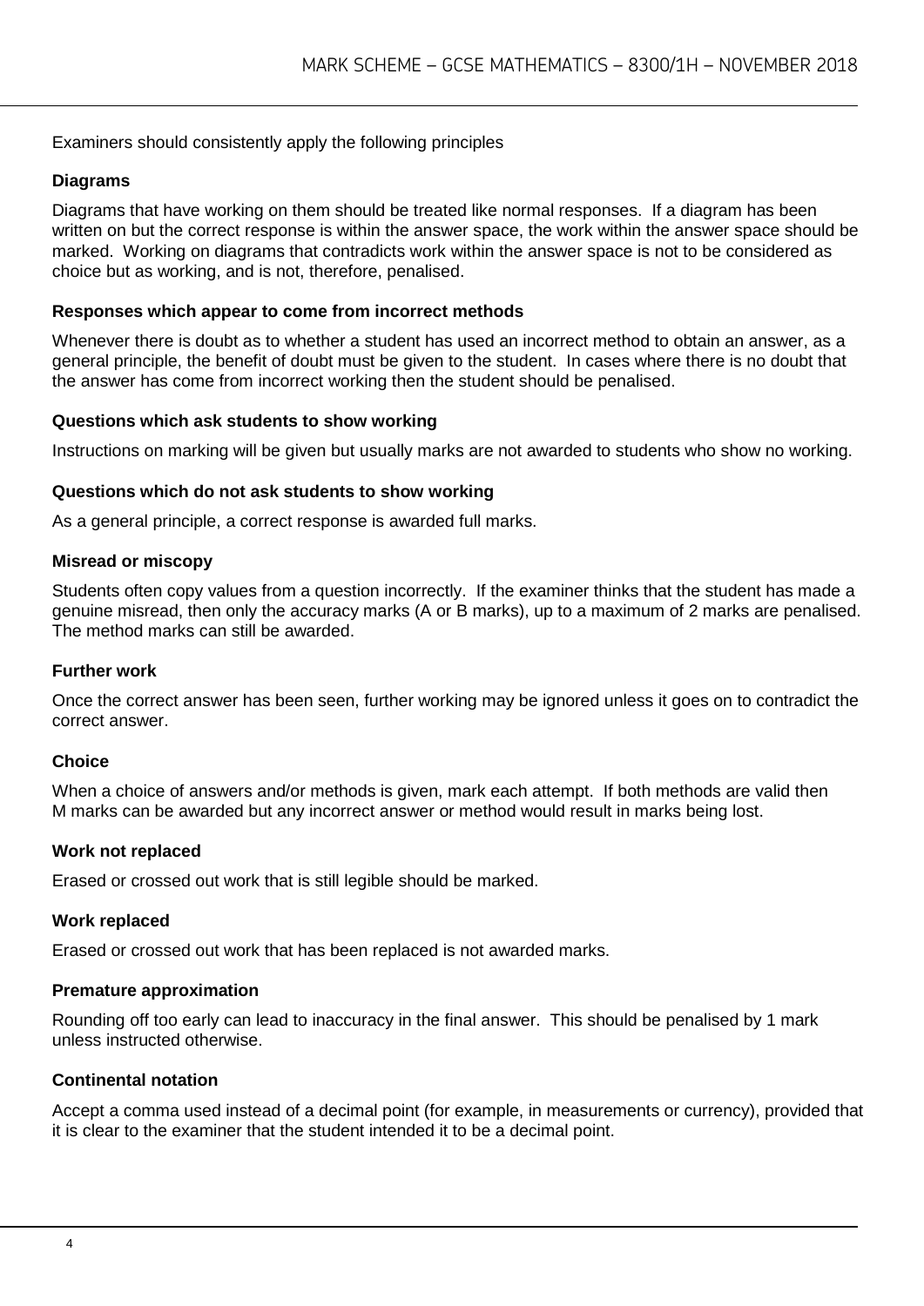Examiners should consistently apply the following principles

### Diagrams

Diagrams that have working on them should be treated like normal responses. If a diagram has been written on but the correct response is within the answer space, the work within the answer space should be marked. Working on diagrams that contradicts work within the answer space is not to be considered as choice but as working, and is not, therefore, penalised.

### Responses which appear to come from incorrect methods

Whenever there is doubt as to whether a student has used an incorrect method to obtain an answer, as a general principle, the benefit of doubt must be given to the student. In cases where there is no doubt that the answer has come from incorrect working then the student should be penalised.

### Questions which ask students to show working

Instructions on marking will be given but usually marks are not awarded to students who show no working.

### Questions which do not ask students to show working

As a general principle, a correct response is awarded full marks.

### Misread or miscopy

Students often copy values from a question incorrectly. If the examiner thinks that the student has made a genuine misread, then only the accuracy marks (A or B marks), up to a maximum of 2 marks are penalised. The method marks can still be awarded.

### Further work

Once the correct answer has been seen, further working may be ignored unless it goes on to contradict the correct answer.

### Choice

When a choice of answers and/or methods is given, mark each attempt. If both methods are valid then M marks can be awarded but any incorrect answer or method would result in marks being lost.

### Work not replaced

Erased or crossed out work that is still legible should be marked.

### Work replaced

Erased or crossed out work that has been replaced is not awarded marks.

### Premature approximation

Rounding off too early can lead to inaccuracy in the final answer. This should be penalised by 1 mark unless instructed otherwise.

### Continental notation

Accept a comma used instead of a decimal point (for example, in measurements or currency), provided that it is clear to the examiner that the student intended it to be a decimal point.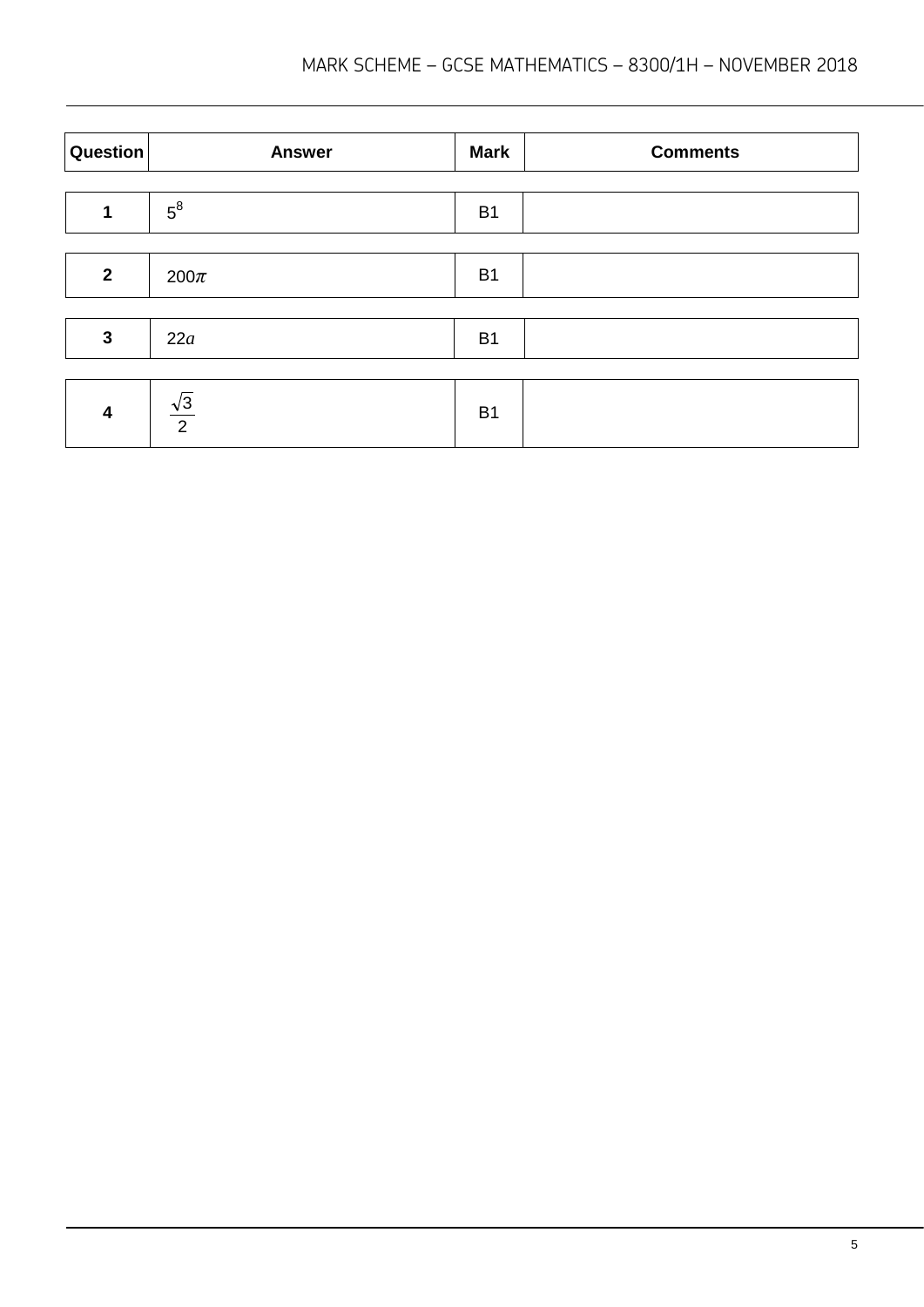| Question | Answer | Mark | Comments |
| --- | --- | --- | --- |
| 1 | $5^8$ | B1 | |
| 2 | $200\pi$ | B1 | |
| 3 | $22a$ | B1 | |
| 4 | $\frac{\sqrt{3}}{2}$ | B1 | |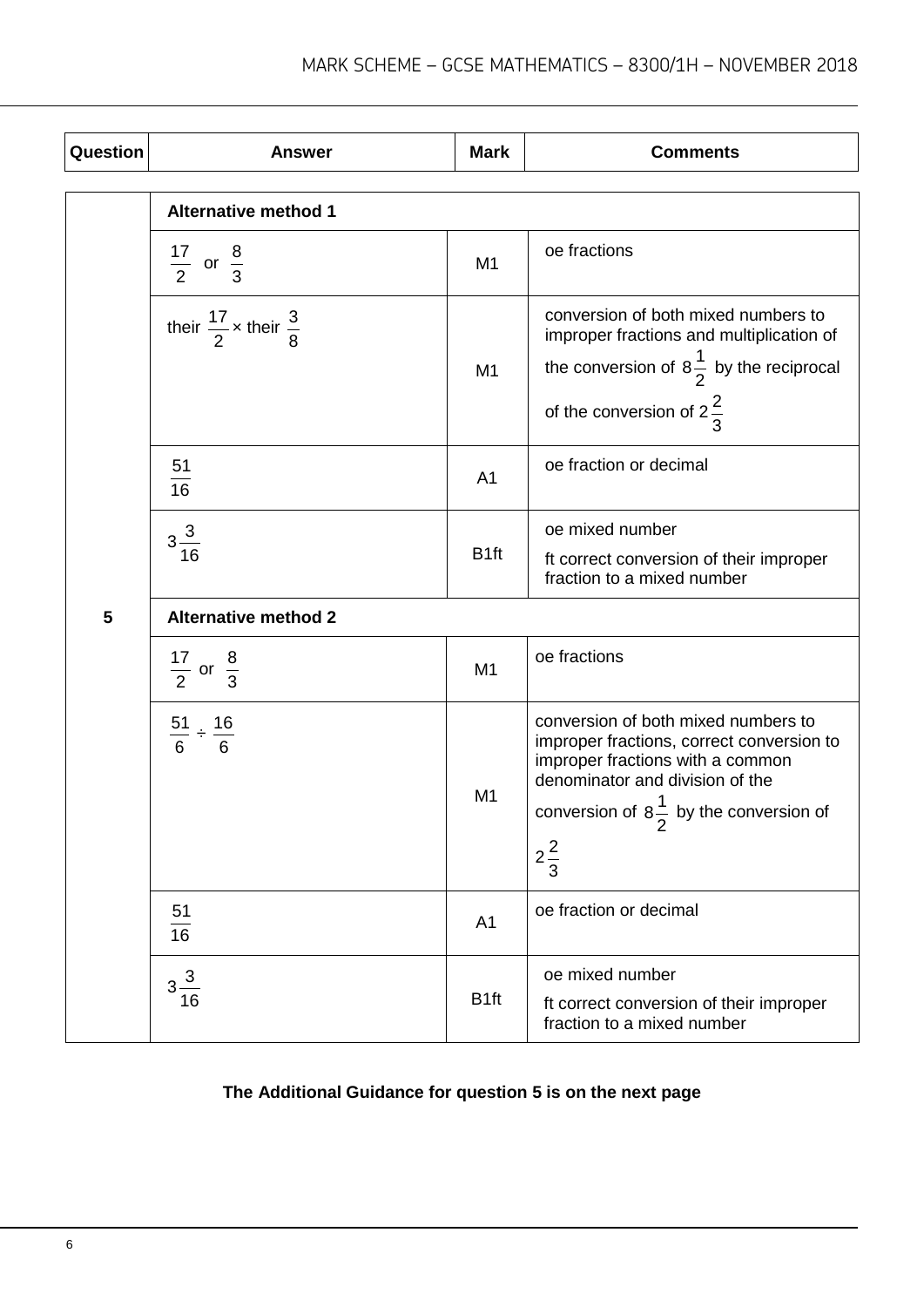| Question | Answer | Mark | Comments |
|---|---|---|---|
| 5 | **Alternative method 1** | | |
| | $\frac{17}{2}$ or $\frac{8}{3}$ | M1 | oe fractions |
| | their $\frac{17}{2}$ × their $\frac{3}{8}$ | M1 | conversion of both mixed numbers to improper fractions and multiplication of the conversion of $8\frac{1}{2}$ by the reciprocal of the conversion of $2\frac{2}{3}$ |
| | $\frac{51}{16}$ | A1 | oe fraction or decimal |
| | $3\frac{3}{16}$ | B1ft | oe mixed number<br>ft correct conversion of their improper fraction to a mixed number |
| | **Alternative method 2** | | |
| | $\frac{17}{2}$ or $\frac{8}{3}$ | M1 | oe fractions |
| | $\frac{51}{6} \div \frac{16}{6}$ | M1 | conversion of both mixed numbers to improper fractions, correct conversion to improper fractions with a common denominator and division of the conversion of $8\frac{1}{2}$ by the conversion of $2\frac{2}{3}$ |
| | $\frac{51}{16}$ | A1 | oe fraction or decimal |
| | $3\frac{3}{16}$ | B1ft | oe mixed number<br>ft correct conversion of their improper fraction to a mixed number |

**The Additional Guidance for question 5 is on the next page**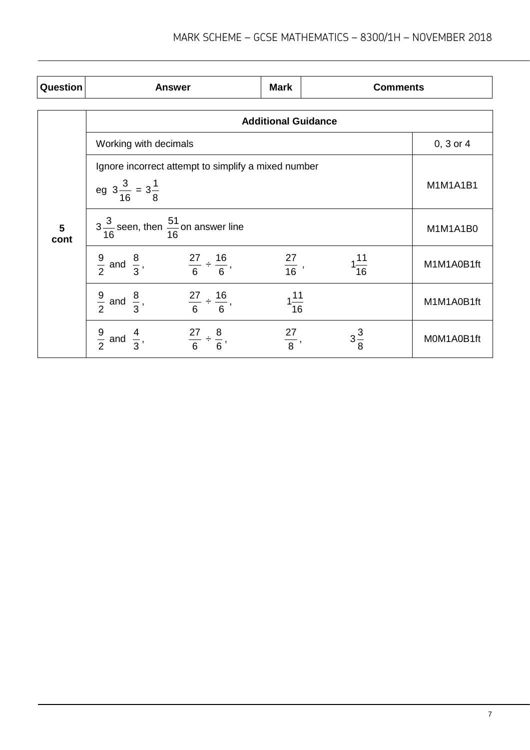| Question | Answer | Mark | Comments |
|---|---|---|---|

| | Additional Guidance | |
|---|---|---|
| **5 cont** | Working with decimals | 0, 3 or 4 |
| | Ignore incorrect attempt to simplify a mixed number<br>eg $3\frac{3}{16} = 3\frac{1}{8}$ | M1M1A1B1 |
| | $3\frac{3}{16}$ seen, then $\frac{51}{16}$ on answer line | M1M1A1B0 |
| | $\frac{9}{2}$ and $\frac{8}{3}$, $\frac{27}{6} \div \frac{16}{6}$, $\frac{27}{16}$, $1\frac{11}{16}$ | M1M1A0B1ft |
| | $\frac{9}{2}$ and $\frac{8}{3}$, $\frac{27}{6} \div \frac{16}{6}$, $1\frac{11}{16}$ | M1M1A0B1ft |
| | $\frac{9}{2}$ and $\frac{4}{3}$, $\frac{27}{6} \div \frac{8}{6}$, $\frac{27}{8}$, $3\frac{3}{8}$ | M0M1A0B1ft |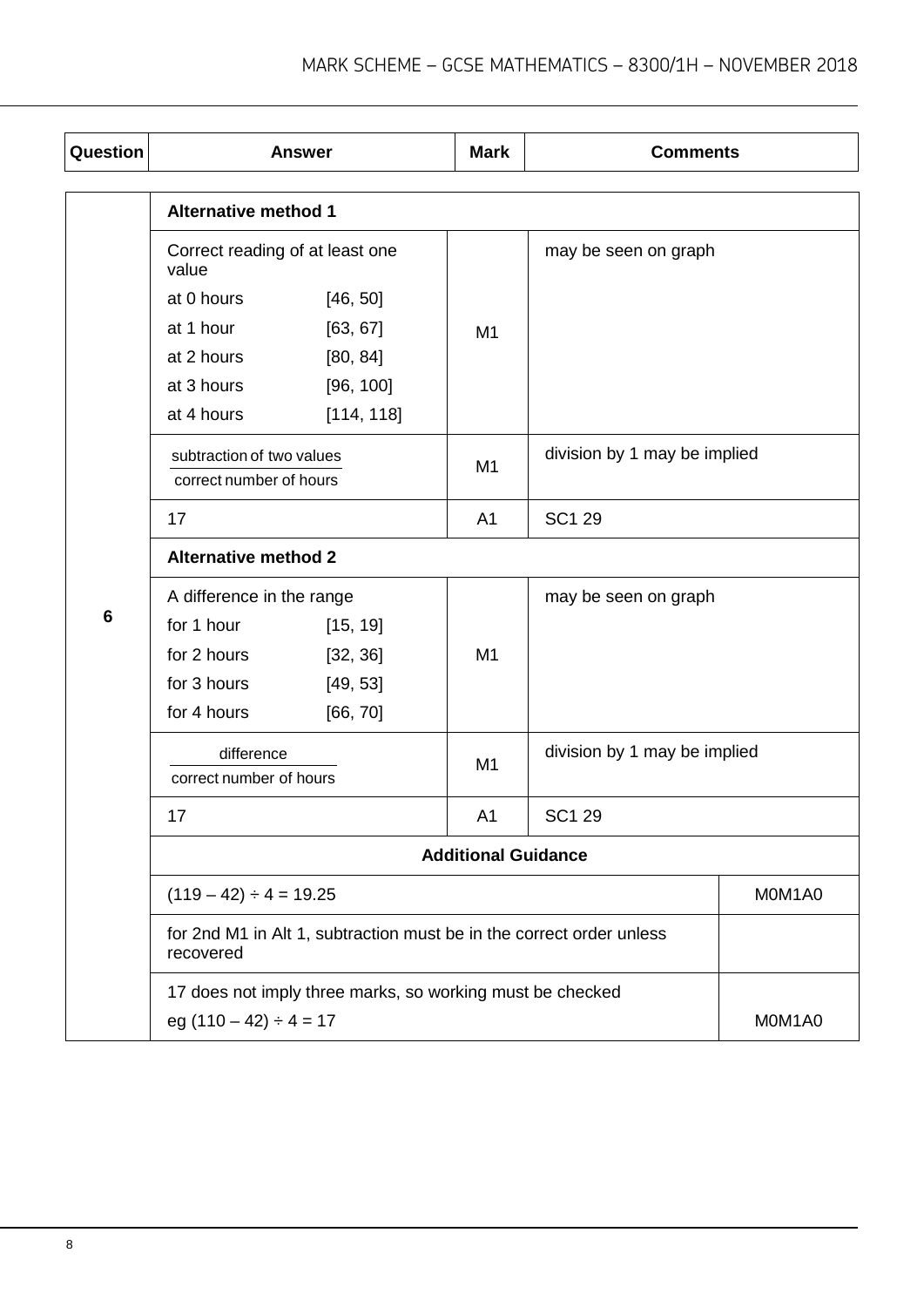| Question | Answer | | Mark | Comments | |
|---|---|---|---|---|---|
| 6 | **Alternative method 1** | | | | |
| | Correct reading of at least one value<br>at 0 hours [46, 50]<br>at 1 hour [63, 67]<br>at 2 hours [80, 84]<br>at 3 hours [96, 100]<br>at 4 hours [114, 118] | | M1 | may be seen on graph | |
| | $\frac{\text{subtraction of two values}}{\text{correct number of hours}}$ | | M1 | division by 1 may be implied | |
| | 17 | | A1 | SC1 29 | |
| | **Alternative method 2** | | | | |
| | A difference in the range<br>for 1 hour [15, 19]<br>for 2 hours [32, 36]<br>for 3 hours [49, 53]<br>for 4 hours [66, 70] | | M1 | may be seen on graph | |
| | $\frac{\text{difference}}{\text{correct number of hours}}$ | | M1 | division by 1 may be implied | |
| | 17 | | A1 | SC1 29 | |
| | **Additional Guidance** | | | | |
| | (119 – 42) ÷ 4 = 19.25 | | | | M0M1A0 |
| | for 2nd M1 in Alt 1, subtraction must be in the correct order unless recovered | | | | |
| | 17 does not imply three marks, so working must be checked<br>eg (110 – 42) ÷ 4 = 17 | | | | M0M1A0 |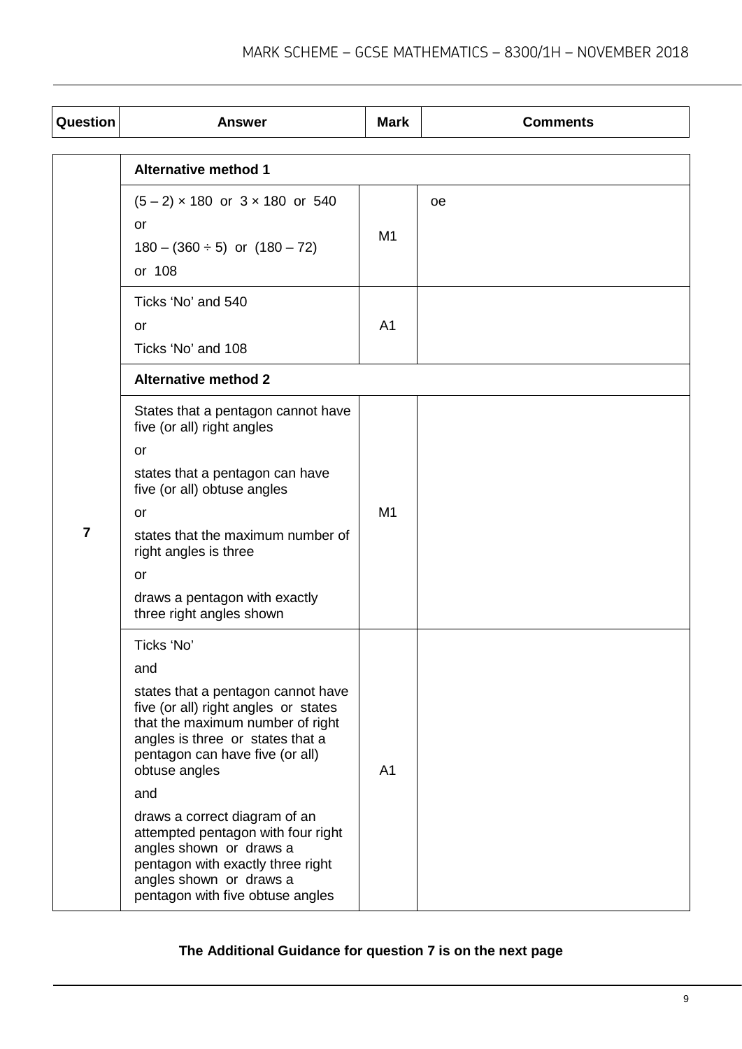| Question | Answer | Mark | Comments |
|---|---|---|---|
| 7 | **Alternative method 1** | | |
| | $(5 - 2) \times 180$ or $3 \times 180$ or $540$<br>or<br>$180 - (360 \div 5)$ or $(180 - 72)$<br>or $108$ | M1 | oe |
| | Ticks 'No' and 540<br>or<br>Ticks 'No' and 108 | A1 | |
| | **Alternative method 2** | | |
| | States that a pentagon cannot have five (or all) right angles<br>or<br>states that a pentagon can have five (or all) obtuse angles<br>or<br>states that the maximum number of right angles is three<br>or<br>draws a pentagon with exactly three right angles shown | M1 | |
| | Ticks 'No'<br>and<br>states that a pentagon cannot have five (or all) right angles or states that the maximum number of right angles is three or states that a pentagon can have five (or all) obtuse angles<br>and<br>draws a correct diagram of an attempted pentagon with four right angles shown or draws a pentagon with exactly three right angles shown or draws a pentagon with five obtuse angles | A1 | |

**The Additional Guidance for question 7 is on the next page**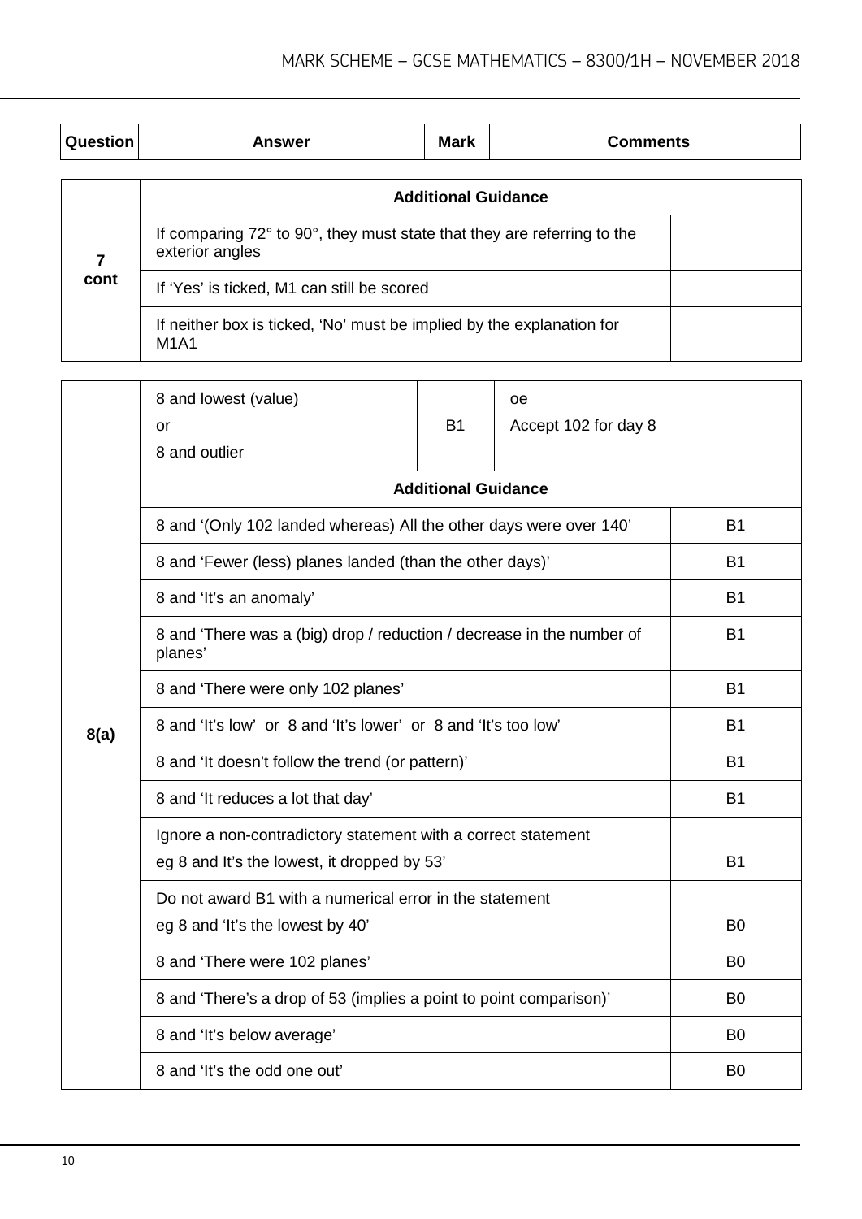| Question | Answer | Mark | Comments |
|---|---|---|---|

| Question | Additional Guidance | |
|---|---|---|
| 7 cont | If comparing 72° to 90°, they must state that they are referring to the exterior angles | |
| | If 'Yes' is ticked, M1 can still be scored | |
| | If neither box is ticked, 'No' must be implied by the explanation for M1A1 | |

| Question | Answer | Mark | Comments |
|---|---|---|---|
| 8(a) | 8 and lowest (value)<br>or<br>8 and outlier | B1 | oe<br>Accept 102 for day 8 |
| | **Additional Guidance** | | |
| | 8 and '(Only 102 landed whereas) All the other days were over 140' | | B1 |
| | 8 and 'Fewer (less) planes landed (than the other days)' | | B1 |
| | 8 and 'It's an anomaly' | | B1 |
| | 8 and 'There was a (big) drop / reduction / decrease in the number of planes' | | B1 |
| | 8 and 'There were only 102 planes' | | B1 |
| | 8 and 'It's low' or 8 and 'It's lower' or 8 and 'It's too low' | | B1 |
| | 8 and 'It doesn't follow the trend (or pattern)' | | B1 |
| | 8 and 'It reduces a lot that day' | | B1 |
| | Ignore a non-contradictory statement with a correct statement<br>eg 8 and It's the lowest, it dropped by 53' | | B1 |
| | Do not award B1 with a numerical error in the statement<br>eg 8 and 'It's the lowest by 40' | | B0 |
| | 8 and 'There were 102 planes' | | B0 |
| | 8 and 'There's a drop of 53 (implies a point to point comparison)' | | B0 |
| | 8 and 'It's below average' | | B0 |
| | 8 and 'It's the odd one out' | | B0 |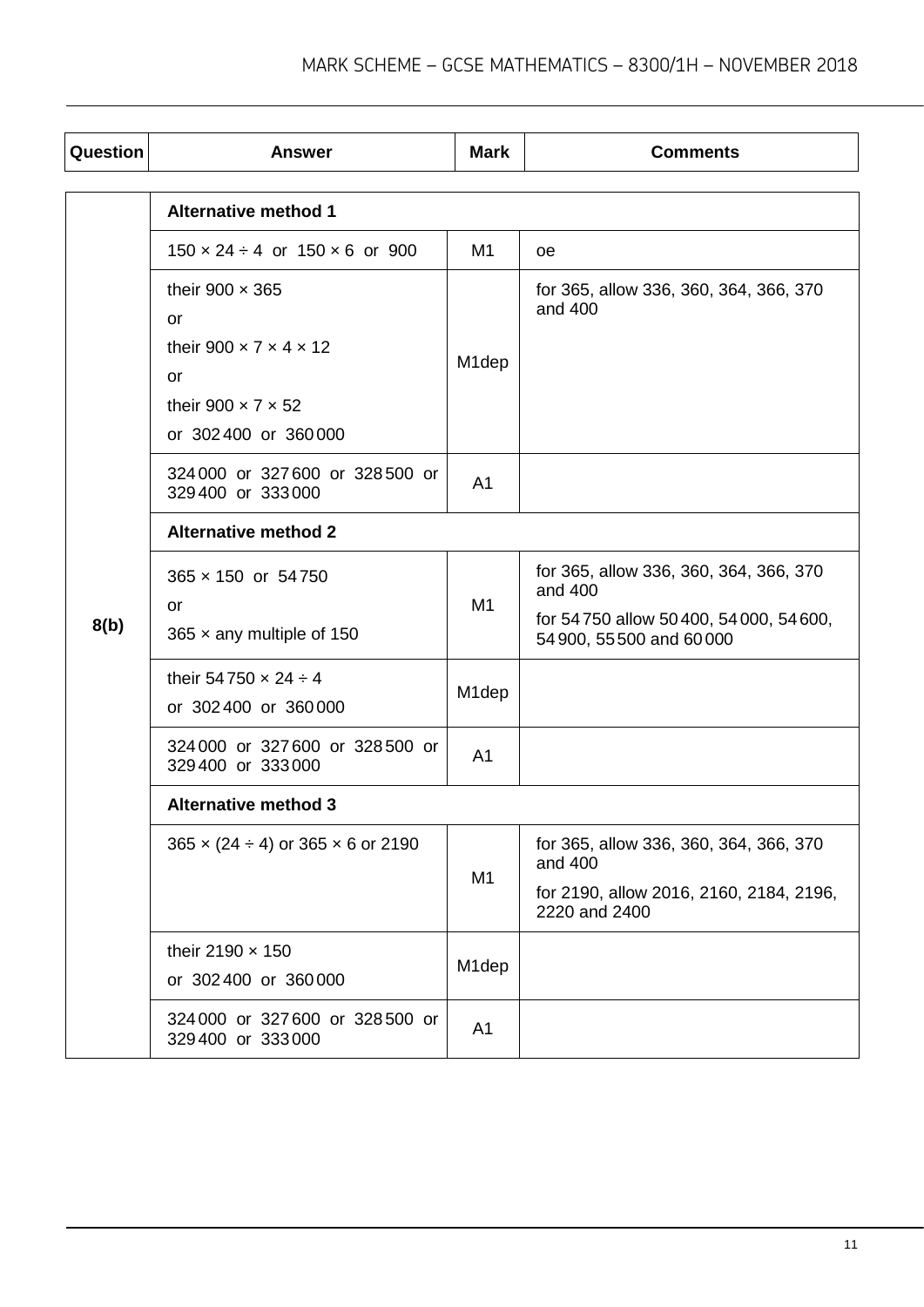| Question | Answer | Mark | Comments |
|---|---|---|---|
| 8(b) | **Alternative method 1** | | |
| | $150 \times 24 \div 4$ or $150 \times 6$ or 900 | M1 | oe |
| | their $900 \times 365$<br>or<br>their $900 \times 7 \times 4 \times 12$<br>or<br>their $900 \times 7 \times 52$<br>or 302 400 or 360 000 | M1dep | for 365, allow 336, 360, 364, 366, 370 and 400 |
| | 324 000 or 327 600 or 328 500 or 329 400 or 333 000 | A1 | |
| | **Alternative method 2** | | |
| | $365 \times 150$ or 54 750<br>or<br>$365 \times$ any multiple of 150 | M1 | for 365, allow 336, 360, 364, 366, 370 and 400<br>for 54 750 allow 50 400, 54 000, 54 600, 54 900, 55 500 and 60 000 |
| | their $54\,750 \times 24 \div 4$<br>or 302 400 or 360 000 | M1dep | |
| | 324 000 or 327 600 or 328 500 or 329 400 or 333 000 | A1 | |
| | **Alternative method 3** | | |
| | $365 \times (24 \div 4)$ or $365 \times 6$ or 2190 | M1 | for 365, allow 336, 360, 364, 366, 370 and 400<br>for 2190, allow 2016, 2160, 2184, 2196, 2220 and 2400 |
| | their $2190 \times 150$<br>or 302 400 or 360 000 | M1dep | |
| | 324 000 or 327 600 or 328 500 or 329 400 or 333 000 | A1 | |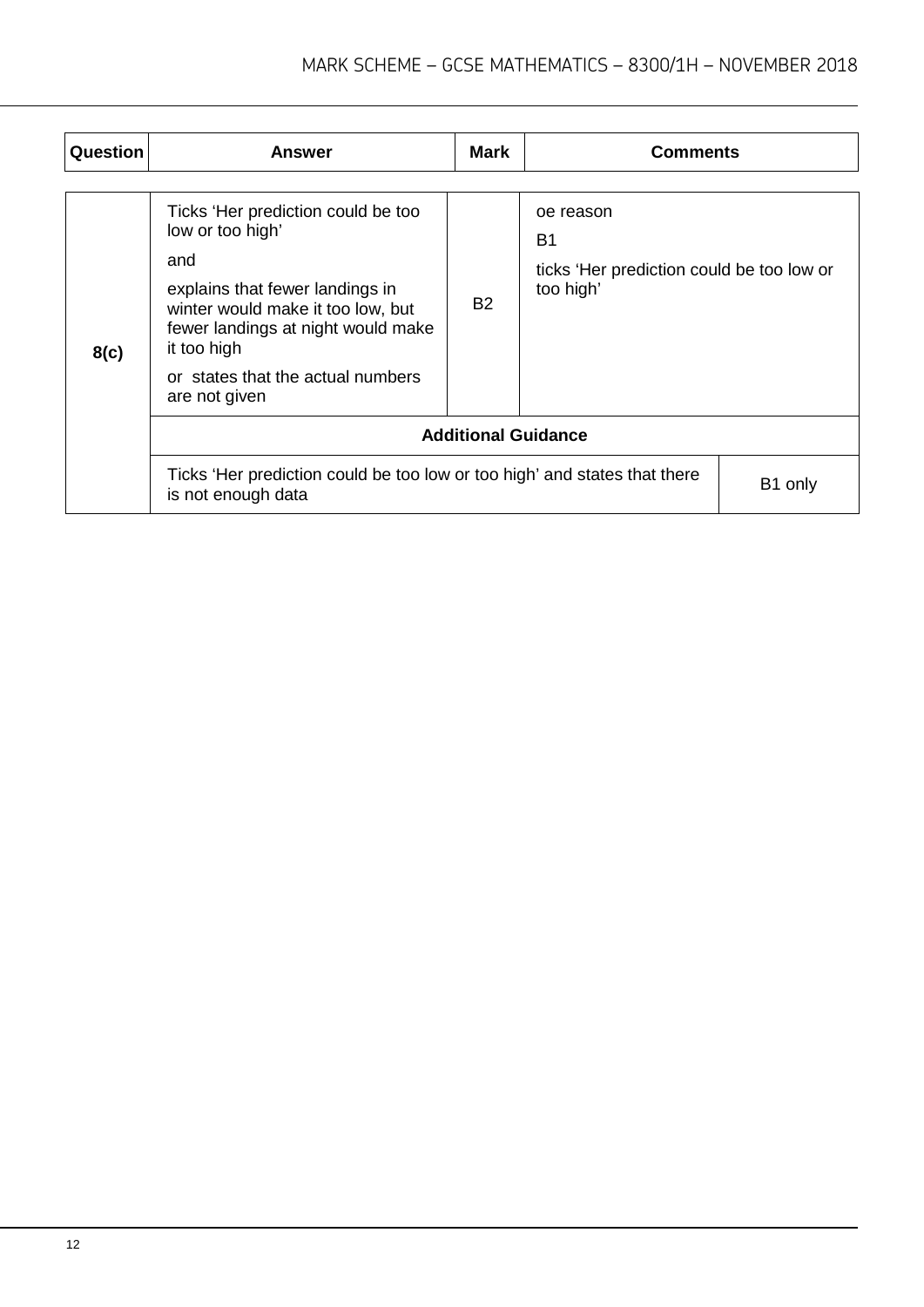| Question | Answer | Mark | Comments |
|---|---|---|---|
| 8(c) | Ticks 'Her prediction could be too low or too high'<br><br>and<br><br>explains that fewer landings in winter would make it too low, but fewer landings at night would make it too high<br><br>or states that the actual numbers are not given | B2 | oe reason<br><br>B1<br><br>ticks 'Her prediction could be too low or too high' |
| | **Additional Guidance** | | |
| | Ticks 'Her prediction could be too low or too high' and states that there is not enough data | | B1 only |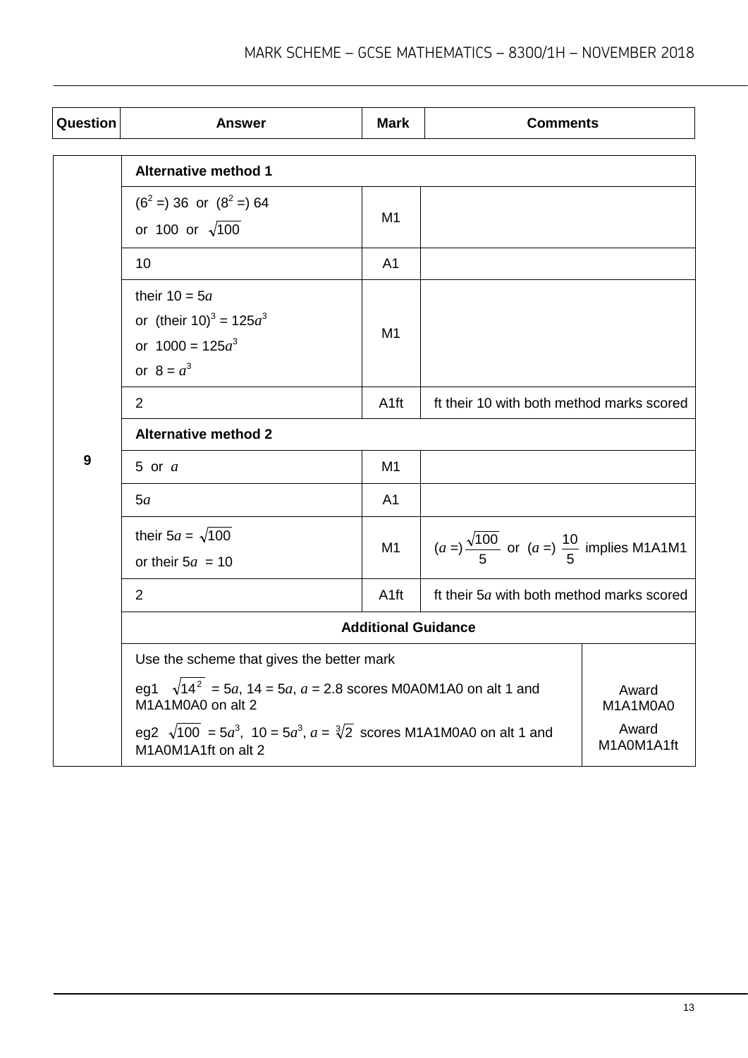| Question | Answer | Mark | Comments |
|---|---|---|---|
| 9 | **Alternative method 1** | | |
| | ($6^2$ =) 36 or ($8^2$ =) 64 or 100 or $\sqrt{100}$ | M1 | |
| | 10 | A1 | |
| | their 10 = 5$a$ or (their 10)$^3$ = 125$a^3$ or 1000 = 125$a^3$ or 8 = $a^3$ | M1 | |
| | 2 | A1ft | ft their 10 with both method marks scored |
| | **Alternative method 2** | | |
| | 5 or $a$ | M1 | |
| | 5$a$ | A1 | |
| | their 5$a$ = $\sqrt{100}$ or their 5$a$ = 10 | M1 | ($a$ =) $\frac{\sqrt{100}}{5}$ or ($a$ =) $\frac{10}{5}$ implies M1A1M1 |
| | 2 | A1ft | ft their 5$a$ with both method marks scored |
| | **Additional Guidance** | | |
| | Use the scheme that gives the better mark | | |
| | eg1 $\sqrt{14^2}$ = 5$a$, 14 = 5$a$, $a$ = 2.8 scores M0A0M1A0 on alt 1 and M1A1M0A0 on alt 2 | | Award M1A1M0A0 |
| | eg2 $\sqrt{100}$ = 5$a^3$, 10 = 5$a^3$, $a$ = $\sqrt[3]{2}$ scores M1A1M0A0 on alt 1 and M1A0M1A1ft on alt 2 | | Award M1A0M1A1ft |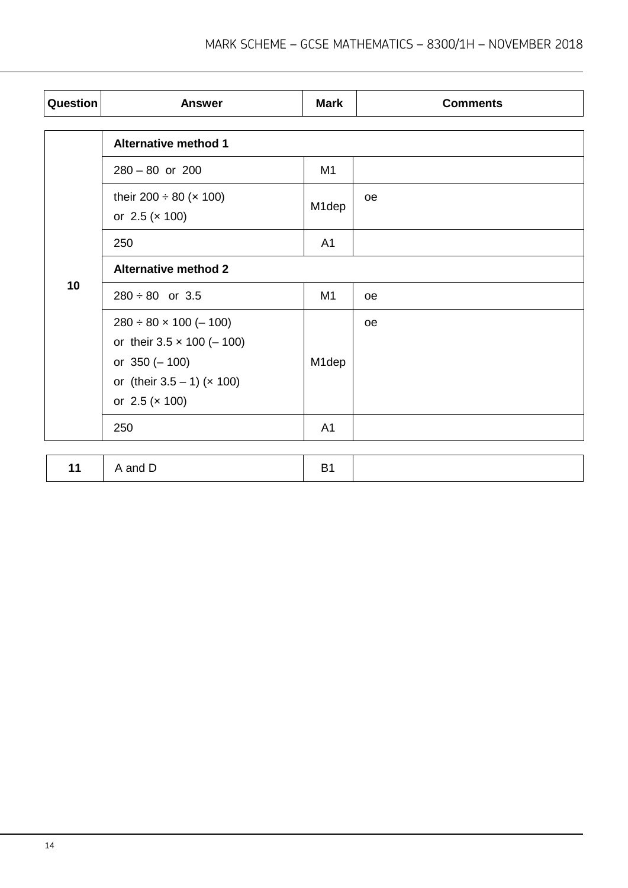| Question | Answer | Mark | Comments |
|---|---|---|---|
| 10 | **Alternative method 1** | | |
| | 280 – 80 or 200 | M1 | |
| | their 200 ÷ 80 (× 100)<br>or 2.5 (× 100) | M1dep | oe |
| | 250 | A1 | |
| | **Alternative method 2** | | |
| | 280 ÷ 80 or 3.5 | M1 | oe |
| | 280 ÷ 80 × 100 (– 100)<br>or their 3.5 × 100 (– 100)<br>or 350 (– 100)<br>or (their 3.5 – 1) (× 100)<br>or 2.5 (× 100) | M1dep | oe |
| | 250 | A1 | |
| 11 | A and D | B1 | |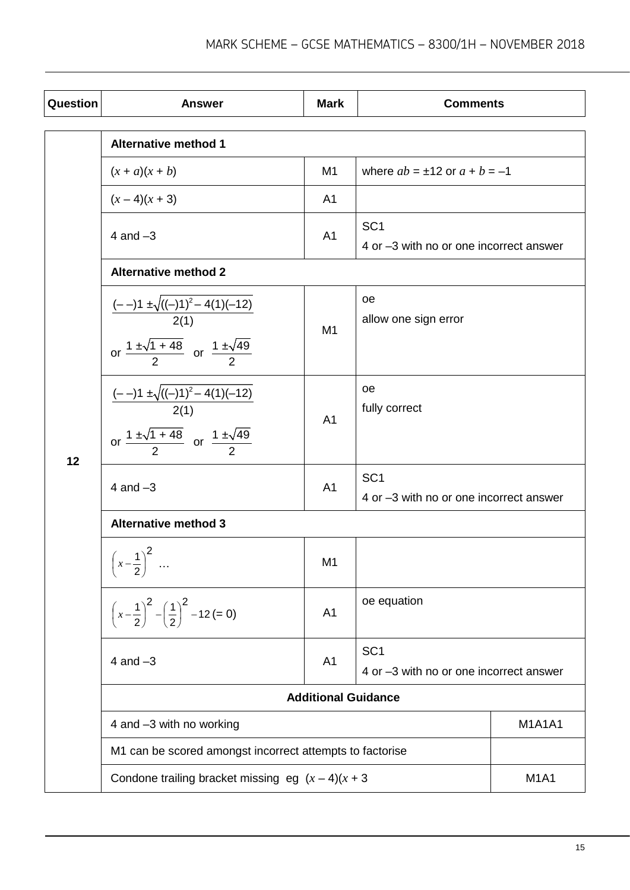| Question | Answer | Mark | Comments |
|---|---|---|---|
| 12 | **Alternative method 1** | | |
| | $(x + a)(x + b)$ | M1 | where $ab = \pm12$ or $a + b = -1$ |
| | $(x - 4)(x + 3)$ | A1 | |
| | 4 and $-3$ | A1 | SC1<br>4 or $-3$ with no or one incorrect answer |
| | **Alternative method 2** | | |
| | $\dfrac{(--)1 \pm\sqrt{((-)1)^2 - 4(1)(-12)}}{2(1)}$<br>or $\dfrac{1 \pm\sqrt{1 + 48}}{2}$ or $\dfrac{1 \pm\sqrt{49}}{2}$ | M1 | oe<br>allow one sign error |
| | $\dfrac{(--)1 \pm\sqrt{((-)1)^2 - 4(1)(-12)}}{2(1)}$<br>or $\dfrac{1 \pm\sqrt{1 + 48}}{2}$ or $\dfrac{1 \pm\sqrt{49}}{2}$ | A1 | oe<br>fully correct |
| | 4 and $-3$ | A1 | SC1<br>4 or $-3$ with no or one incorrect answer |
| | **Alternative method 3** | | |
| | $\left(x - \dfrac{1}{2}\right)^2$ … | M1 | |
| | $\left(x - \dfrac{1}{2}\right)^2 - \left(\dfrac{1}{2}\right)^2 - 12$ (= 0) | A1 | oe equation |
| | 4 and $-3$ | A1 | SC1<br>4 or $-3$ with no or one incorrect answer |
| | **Additional Guidance** | | |
| | 4 and $-3$ with no working | | M1A1A1 |
| | M1 can be scored amongst incorrect attempts to factorise | | |
| | Condone trailing bracket missing eg $(x - 4)(x + 3$ | | M1A1 |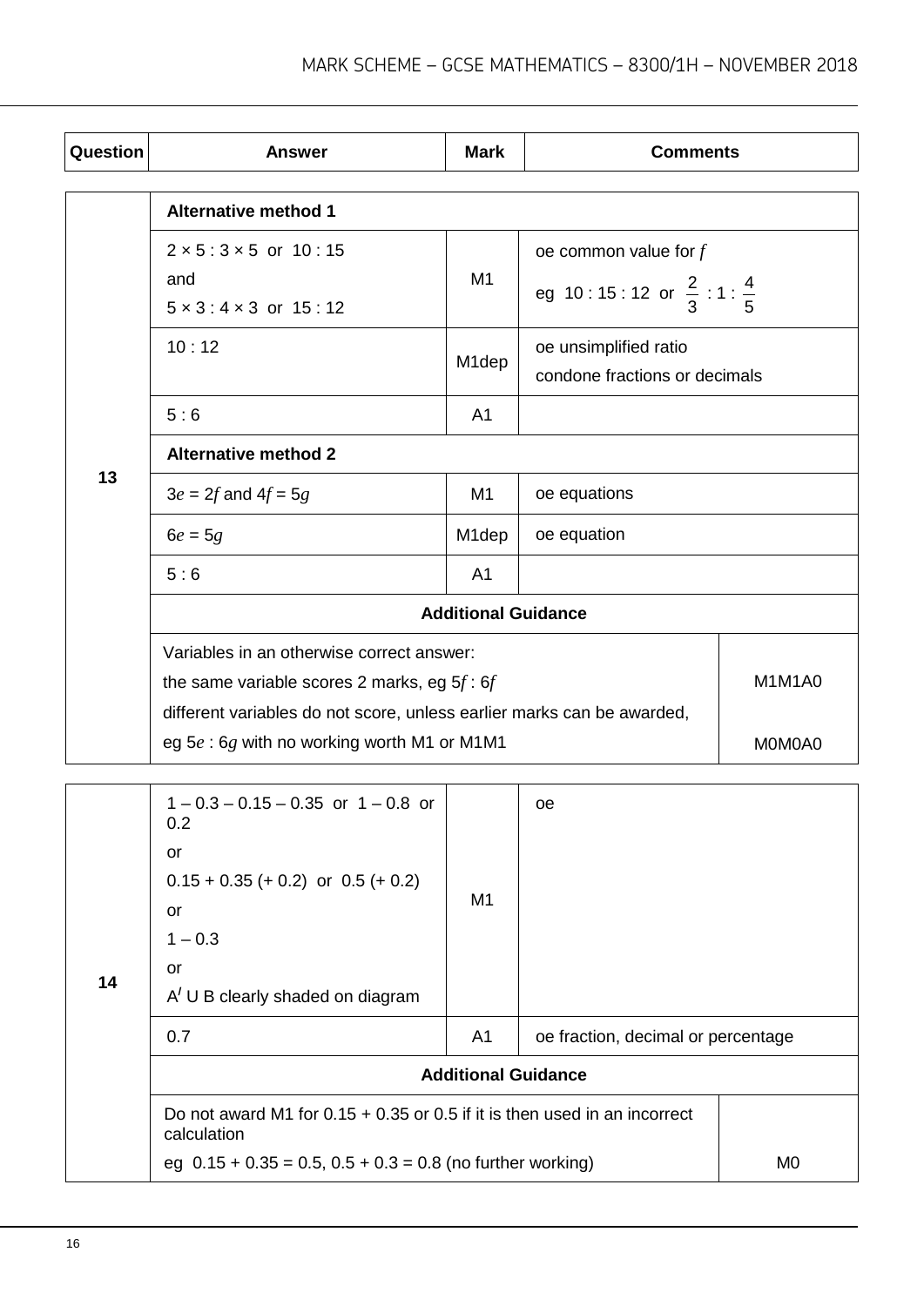| Question | Answer | Mark | Comments |
|---|---|---|---|
| 13 | **Alternative method 1** | | |
| | $2 \times 5 : 3 \times 5$ or $10 : 15$<br>and<br>$5 \times 3 : 4 \times 3$ or $15 : 12$ | M1 | oe common value for $f$<br>eg $10 : 15 : 12$ or $\frac{2}{3} : 1 : \frac{4}{5}$ |
| | $10 : 12$ | M1dep | oe unsimplified ratio<br>condone fractions or decimals |
| | $5 : 6$ | A1 | |
| | **Alternative method 2** | | |
| | $3e = 2f$ and $4f = 5g$ | M1 | oe equations |
| | $6e = 5g$ | M1dep | oe equation |
| | $5 : 6$ | A1 | |
| | **Additional Guidance** | | |
| | Variables in an otherwise correct answer:<br>the same variable scores 2 marks, eg $5f : 6f$ | | M1M1A0 |
| | different variables do not score, unless earlier marks can be awarded,<br>eg $5e : 6g$ with no working worth M1 or M1M1 | | M0M0A0 |

| Question | Answer | Mark | Comments |
|---|---|---|---|
| 14 | $1 - 0.3 - 0.15 - 0.35$ or $1 - 0.8$ or $0.2$<br>or<br>$0.15 + 0.35$ $(+ 0.2)$ or $0.5$ $(+ 0.2)$<br>or<br>$1 - 0.3$<br>or<br>$A' \cup B$ clearly shaded on diagram | M1 | oe |
| | 0.7 | A1 | oe fraction, decimal or percentage |
| | **Additional Guidance** | | |
| | Do not award M1 for $0.15 + 0.35$ or $0.5$ if it is then used in an incorrect calculation<br>eg $0.15 + 0.35 = 0.5$, $0.5 + 0.3 = 0.8$ (no further working) | | M0 |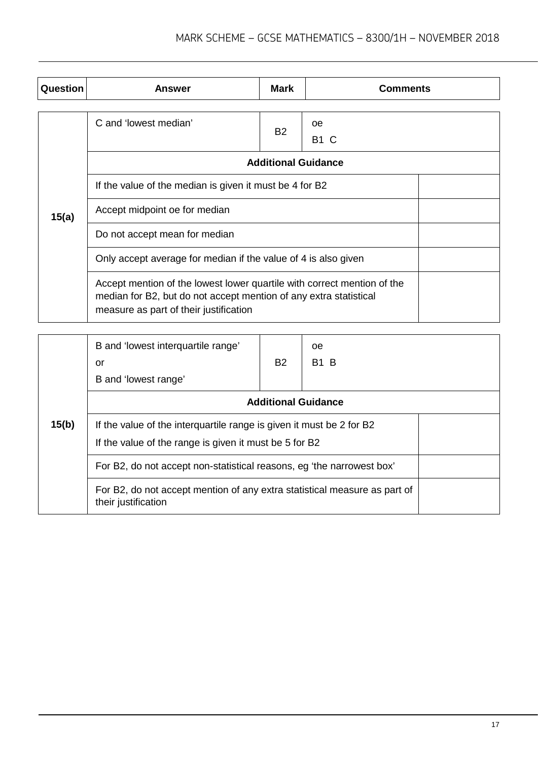| Question | Answer | Mark | Comments |
|---|---|---|---|
| 15(a) | C and 'lowest median' | B2 | oe<br>B1 C |
| | **Additional Guidance** | | |
| | If the value of the median is given it must be 4 for B2 | | |
| | Accept midpoint oe for median | | |
| | Do not accept mean for median | | |
| | Only accept average for median if the value of 4 is also given | | |
| | Accept mention of the lowest lower quartile with correct mention of the median for B2, but do not accept mention of any extra statistical measure as part of their justification | | |

| Question | Answer | Mark | Comments |
|---|---|---|---|
| 15(b) | B and 'lowest interquartile range'<br>or<br>B and 'lowest range' | B2 | oe<br>B1 B |
| | **Additional Guidance** | | |
| | If the value of the interquartile range is given it must be 2 for B2<br>If the value of the range is given it must be 5 for B2 | | |
| | For B2, do not accept non-statistical reasons, eg 'the narrowest box' | | |
| | For B2, do not accept mention of any extra statistical measure as part of their justification | | |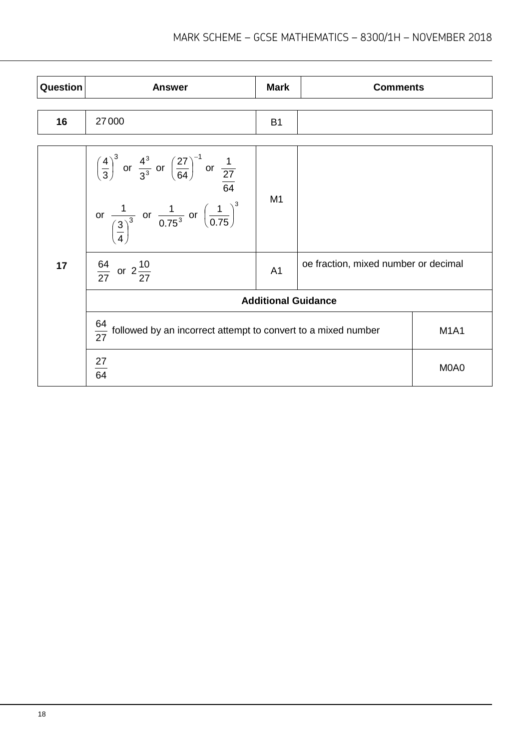| Question | Answer | Mark | Comments |
|---|---|---|---|
| 16 | 27 000 | B1 | |
| 17 | $\left(\frac{4}{3}\right)^3$ or $\frac{4^3}{3^3}$ or $\left(\frac{27}{64}\right)^{-1}$ or $\frac{1}{\frac{27}{64}}$ or $\frac{1}{\left(\frac{3}{4}\right)^3}$ or $\frac{1}{0.75^3}$ or $\left(\frac{1}{0.75}\right)^3$ | M1 | |
| | $\frac{64}{27}$ or $2\frac{10}{27}$ | A1 | oe fraction, mixed number or decimal |
| | **Additional Guidance** | | |
| | $\frac{64}{27}$ followed by an incorrect attempt to convert to a mixed number | | M1A1 |
| | $\frac{27}{64}$ | | M0A0 |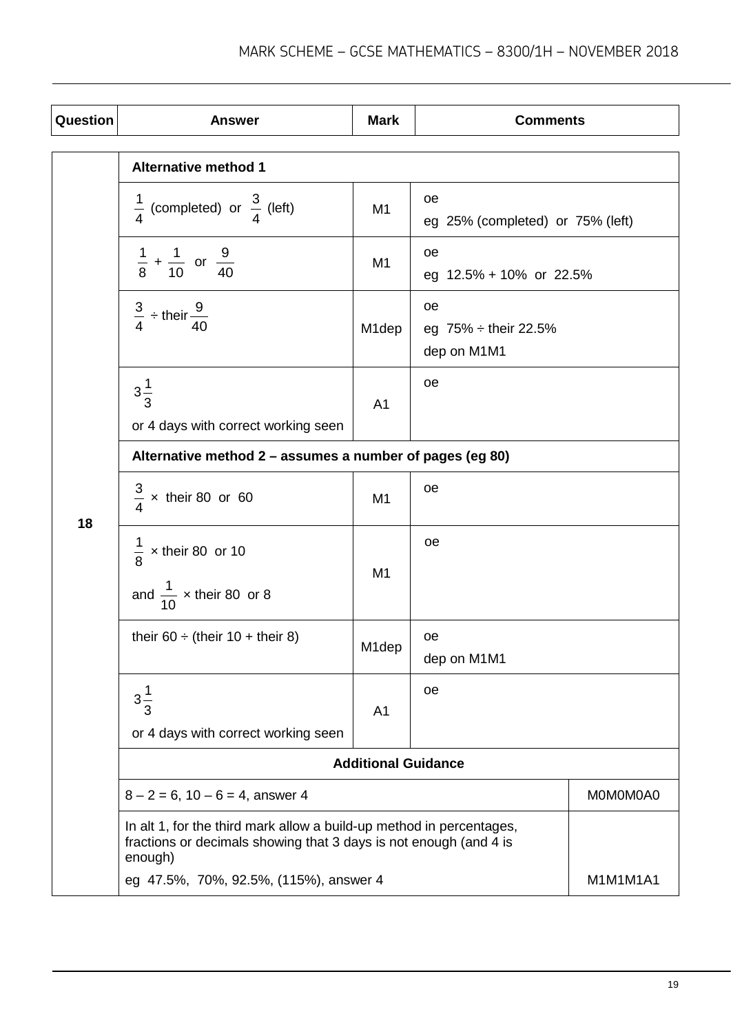| Question | Answer | Mark | Comments |
|---|---|---|---|
| 18 | **Alternative method 1** | | |
| | $\frac{1}{4}$ (completed) or $\frac{3}{4}$ (left) | M1 | oe<br>eg 25% (completed) or 75% (left) |
| | $\frac{1}{8} + \frac{1}{10}$ or $\frac{9}{40}$ | M1 | oe<br>eg 12.5% + 10% or 22.5% |
| | $\frac{3}{4} \div$ their $\frac{9}{40}$ | M1dep | oe<br>eg 75% ÷ their 22.5%<br>dep on M1M1 |
| | $3\frac{1}{3}$<br>or 4 days with correct working seen | A1 | oe |
| | **Alternative method 2 – assumes a number of pages (eg 80)** | | |
| | $\frac{3}{4}$ × their 80 or 60 | M1 | oe |
| | $\frac{1}{8}$ × their 80 or 10<br>and $\frac{1}{10}$ × their 80 or 8 | M1 | oe |
| | their 60 ÷ (their 10 + their 8) | M1dep | oe<br>dep on M1M1 |
| | $3\frac{1}{3}$<br>or 4 days with correct working seen | A1 | oe |
| | **Additional Guidance** | | |
| | 8 – 2 = 6, 10 – 6 = 4, answer 4 | | M0M0M0A0 |
| | In alt 1, for the third mark allow a build-up method in percentages, fractions or decimals showing that 3 days is not enough (and 4 is enough)<br>eg 47.5%, 70%, 92.5%, (115%), answer 4 | | M1M1M1A1 |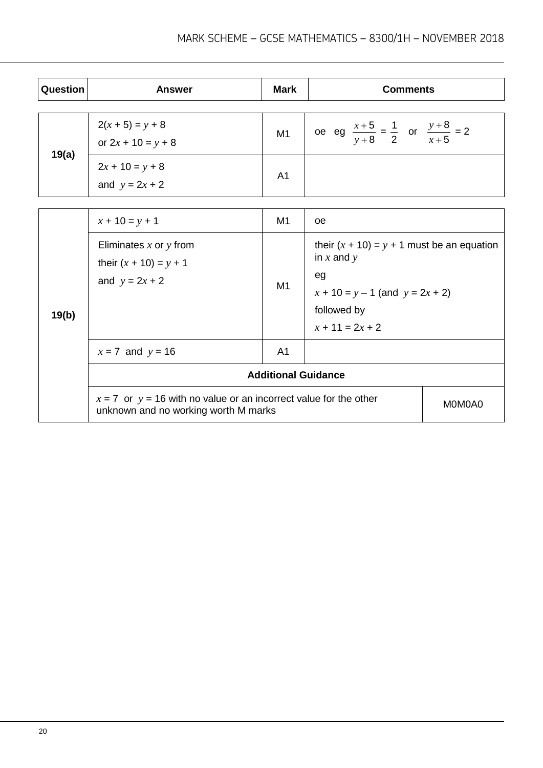| Question | Answer | Mark | Comments |
| --- | --- | --- | --- |
| 19(a) | $2(x + 5) = y + 8$ or $2x + 10 = y + 8$ | M1 | oe eg $\frac{x+5}{y+8} = \frac{1}{2}$ or $\frac{y+8}{x+5} = 2$ |
| | $2x + 10 = y + 8$ and $y = 2x + 2$ | A1 | |

| Question | Answer | Mark | Comments |
| --- | --- | --- | --- |
| 19(b) | $x + 10 = y + 1$ | M1 | oe |
| | Eliminates $x$ or $y$ from their $(x + 10) = y + 1$ and $y = 2x + 2$ | M1 | their $(x + 10) = y + 1$ must be an equation in $x$ and $y$<br>eg<br>$x + 10 = y - 1$ (and $y = 2x + 2$)<br>followed by<br>$x + 11 = 2x + 2$ |
| | $x = 7$ and $y = 16$ | A1 | |
| | **Additional Guidance** | | |
| | $x = 7$ or $y = 16$ with no value or an incorrect value for the other unknown and no working worth M marks | | M0M0A0 |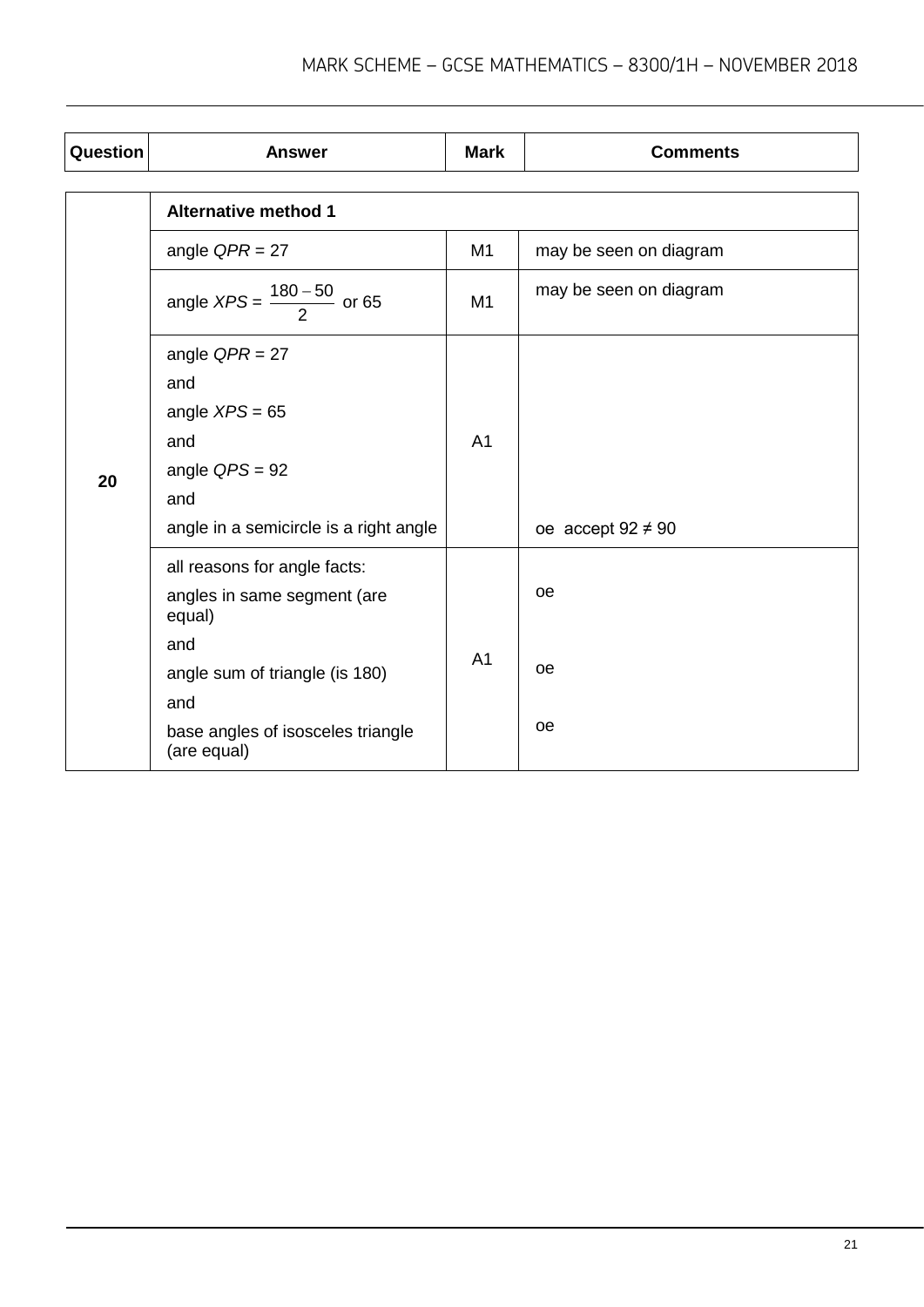| Question | Answer | Mark | Comments |
|---|---|---|---|
| 20 | **Alternative method 1** | | |
| | angle *QPR* = 27 | M1 | may be seen on diagram |
| | angle *XPS* = $\frac{180 - 50}{2}$ or 65 | M1 | may be seen on diagram |
| | angle *QPR* = 27<br>and<br>angle *XPS* = 65<br>and<br>angle *QPS* = 92<br>and<br>angle in a semicircle is a right angle | A1 | oe accept 92 ≠ 90 |
| | all reasons for angle facts:<br>angles in same segment (are equal)<br>and<br>angle sum of triangle (is 180)<br>and<br>base angles of isosceles triangle (are equal) | A1 | oe<br><br>oe<br><br>oe |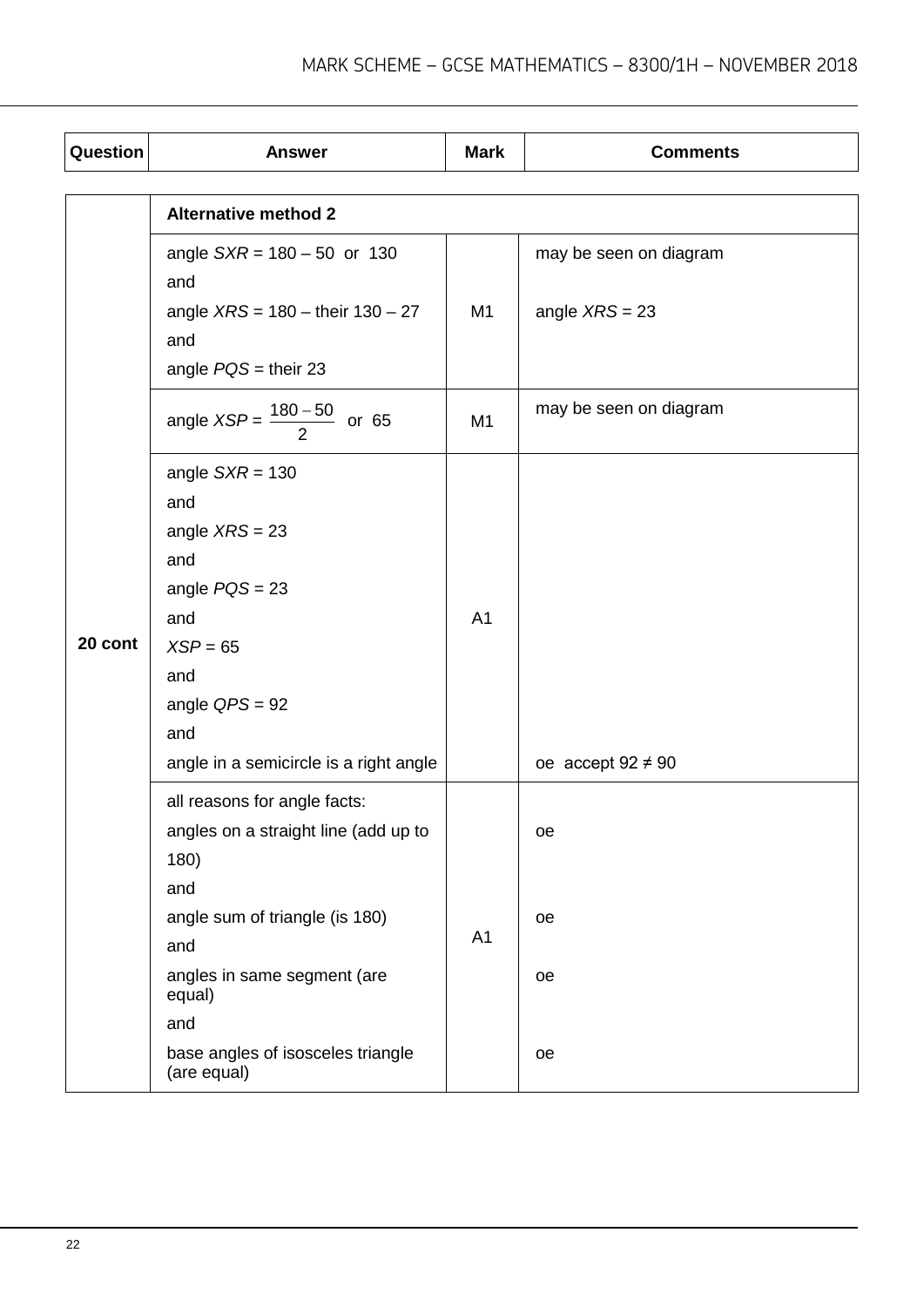| Question | Answer | Mark | Comments |
|---|---|---|---|
| 20 cont | **Alternative method 2** | | |
| | angle $SXR = 180 - 50$ or 130<br>and<br>angle $XRS = 180 -$ their $130 - 27$<br>and<br>angle $PQS =$ their 23 | M1 | may be seen on diagram<br><br>angle $XRS = 23$ |
| | angle $XSP = \frac{180 - 50}{2}$ or 65 | M1 | may be seen on diagram |
| | angle $SXR = 130$<br>and<br>angle $XRS = 23$<br>and<br>angle $PQS = 23$<br>and<br>$XSP = 65$<br>and<br>angle $QPS = 92$<br>and<br>angle in a semicircle is a right angle | A1 | oe accept $92 \neq 90$ |
| | all reasons for angle facts:<br>angles on a straight line (add up to 180)<br>and<br>angle sum of triangle (is 180)<br>and<br>angles in same segment (are equal)<br>and<br>base angles of isosceles triangle (are equal) | A1 | oe<br><br>oe<br><br>oe<br><br>oe |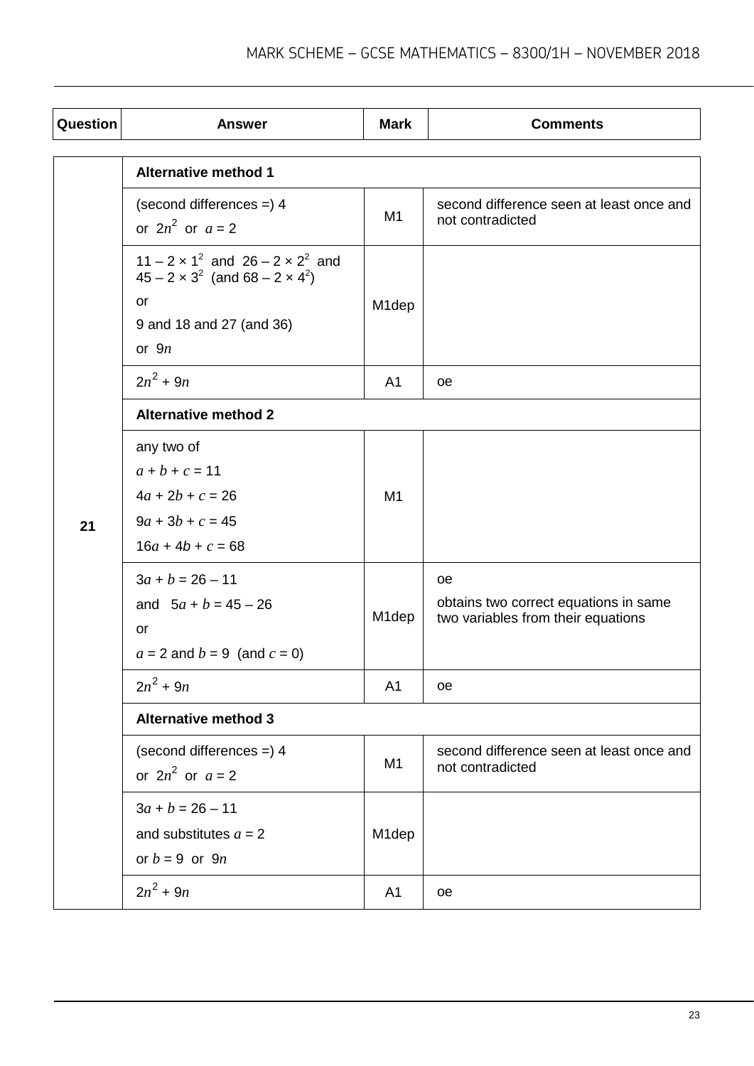| Question | Answer | Mark | Comments |
|---|---|---|---|
| 21 | **Alternative method 1** | | |
| | (second differences =) 4<br>or $2n^2$ or $a = 2$ | M1 | second difference seen at least once and not contradicted |
| | $11 - 2 \times 1^2$ and $26 - 2 \times 2^2$ and $45 - 2 \times 3^2$ (and $68 - 2 \times 4^2$)<br>or<br>9 and 18 and 27 (and 36)<br>or $9n$ | M1dep | |
| | $2n^2 + 9n$ | A1 | oe |
| | **Alternative method 2** | | |
| | any two of<br>$a + b + c = 11$<br>$4a + 2b + c = 26$<br>$9a + 3b + c = 45$<br>$16a + 4b + c = 68$ | M1 | |
| | $3a + b = 26 - 11$<br>and $5a + b = 45 - 26$<br>or<br>$a = 2$ and $b = 9$ (and $c = 0$) | M1dep | oe<br>obtains two correct equations in same two variables from their equations |
| | $2n^2 + 9n$ | A1 | oe |
| | **Alternative method 3** | | |
| | (second differences =) 4<br>or $2n^2$ or $a = 2$ | M1 | second difference seen at least once and not contradicted |
| | $3a + b = 26 - 11$<br>and substitutes $a = 2$<br>or $b = 9$ or $9n$ | M1dep | |
| | $2n^2 + 9n$ | A1 | oe |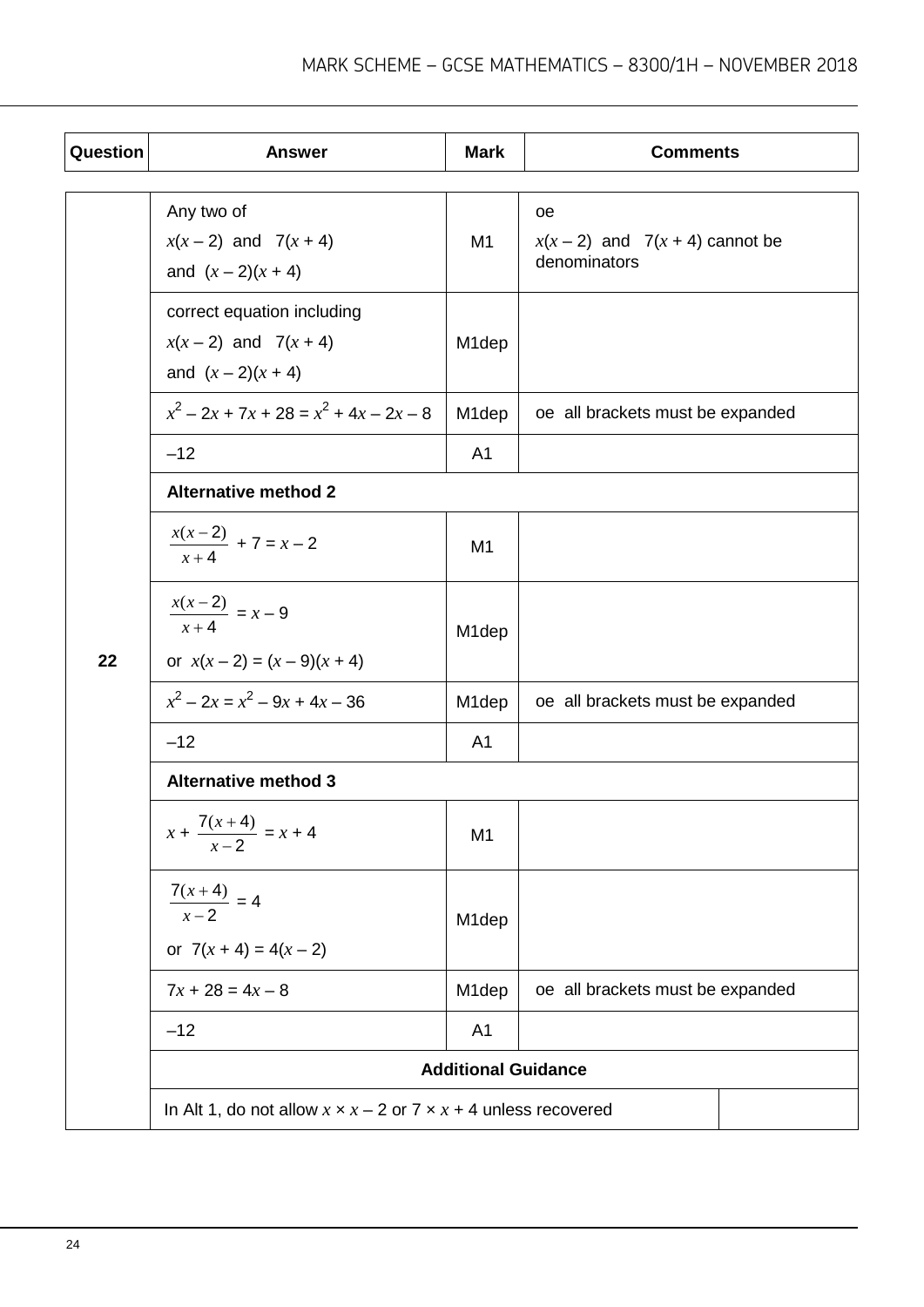| Question | Answer | Mark | Comments |
|---|---|---|---|
| 22 | Any two of<br>$x(x-2)$ and $7(x+4)$<br>and $(x-2)(x+4)$ | M1 | oe<br>$x(x-2)$ and $7(x+4)$ cannot be denominators |
| | correct equation including<br>$x(x-2)$ and $7(x+4)$<br>and $(x-2)(x+4)$ | M1dep | |
| | $x^2-2x+7x+28=x^2+4x-2x-8$ | M1dep | oe all brackets must be expanded |
| | $-12$ | A1 | |
| | **Alternative method 2** | | |
| | $\frac{x(x-2)}{x+4}+7=x-2$ | M1 | |
| | $\frac{x(x-2)}{x+4}=x-9$<br>or $x(x-2)=(x-9)(x+4)$ | M1dep | |
| | $x^2-2x=x^2-9x+4x-36$ | M1dep | oe all brackets must be expanded |
| | $-12$ | A1 | |
| | **Alternative method 3** | | |
| | $x+\frac{7(x+4)}{x-2}=x+4$ | M1 | |
| | $\frac{7(x+4)}{x-2}=4$<br>or $7(x+4)=4(x-2)$ | M1dep | |
| | $7x+28=4x-8$ | M1dep | oe all brackets must be expanded |
| | $-12$ | A1 | |
| | **Additional Guidance** | | |
| | In Alt 1, do not allow $x \times x-2$ or $7 \times x+4$ unless recovered | | |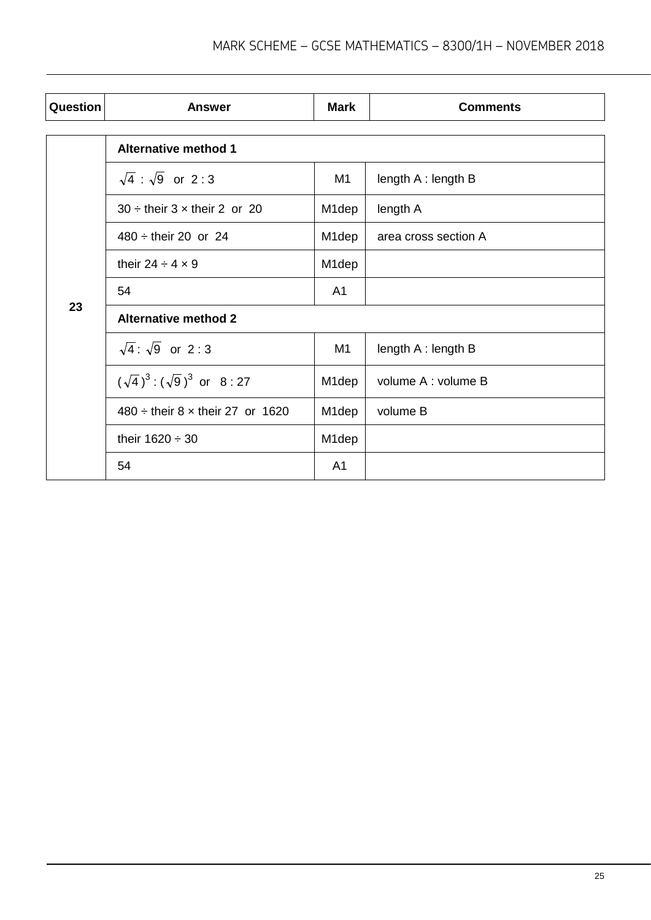| Question | Answer | Mark | Comments |
|---|---|---|---|
| 23 | **Alternative method 1** | | |
| | $\sqrt{4}$ : $\sqrt{9}$ or 2 : 3 | M1 | length A : length B |
| | 30 ÷ their 3 × their 2 or 20 | M1dep | length A |
| | 480 ÷ their 20 or 24 | M1dep | area cross section A |
| | their 24 ÷ 4 × 9 | M1dep | |
| | 54 | A1 | |
| | **Alternative method 2** | | |
| | $\sqrt{4}$ : $\sqrt{9}$ or 2 : 3 | M1 | length A : length B |
| | $(\sqrt{4})^3 : (\sqrt{9})^3$ or 8 : 27 | M1dep | volume A : volume B |
| | 480 ÷ their 8 × their 27 or 1620 | M1dep | volume B |
| | their 1620 ÷ 30 | M1dep | |
| | 54 | A1 | |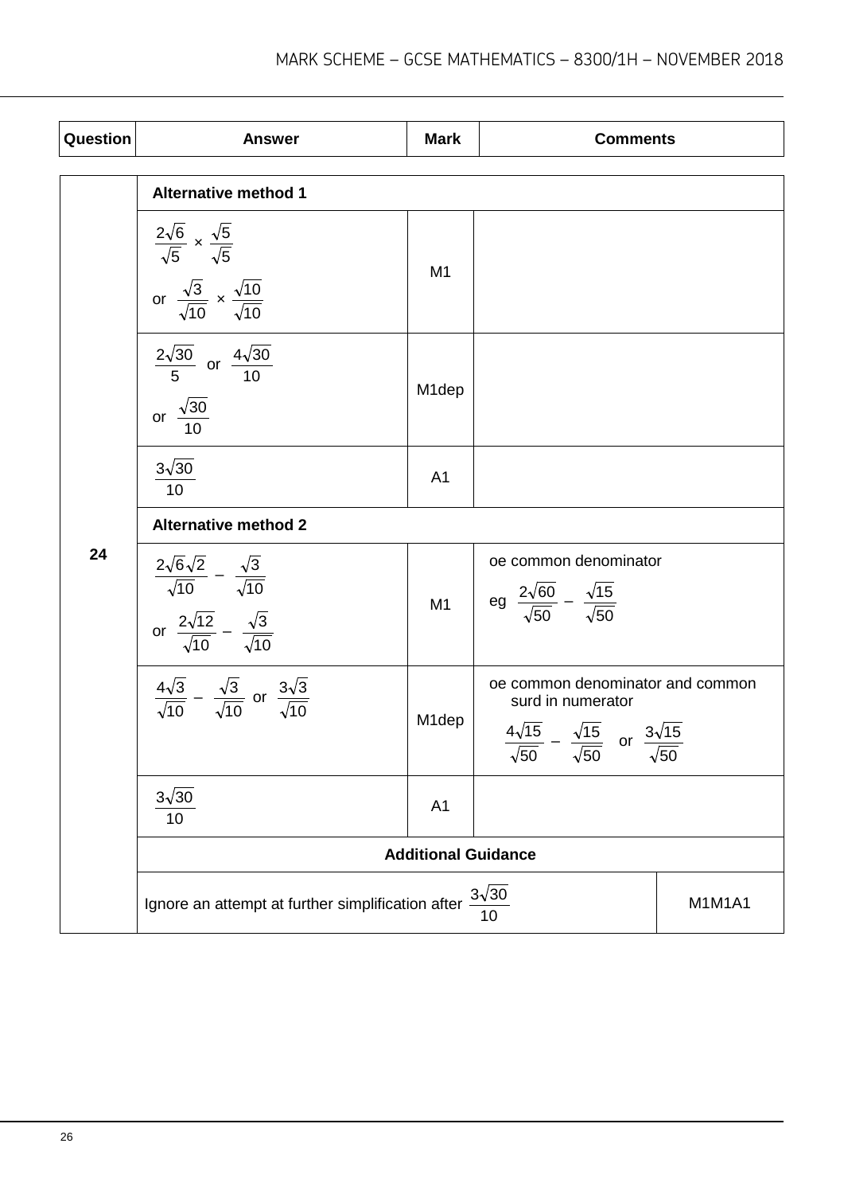| Question | Answer | Mark | Comments |
|---|---|---|---|
| 24 | **Alternative method 1** | | |
| | $\frac{2\sqrt{6}}{\sqrt{5}} \times \frac{\sqrt{5}}{\sqrt{5}}$ or $\frac{\sqrt{3}}{\sqrt{10}} \times \frac{\sqrt{10}}{\sqrt{10}}$ | M1 | |
| | $\frac{2\sqrt{30}}{5}$ or $\frac{4\sqrt{30}}{10}$ or $\frac{\sqrt{30}}{10}$ | M1dep | |
| | $\frac{3\sqrt{30}}{10}$ | A1 | |
| | **Alternative method 2** | | |
| | $\frac{2\sqrt{6}\sqrt{2}}{\sqrt{10}} - \frac{\sqrt{3}}{\sqrt{10}}$ or $\frac{2\sqrt{12}}{\sqrt{10}} - \frac{\sqrt{3}}{\sqrt{10}}$ | M1 | oe common denominator eg $\frac{2\sqrt{60}}{\sqrt{50}} - \frac{\sqrt{15}}{\sqrt{50}}$ |
| | $\frac{4\sqrt{3}}{\sqrt{10}} - \frac{\sqrt{3}}{\sqrt{10}}$ or $\frac{3\sqrt{3}}{\sqrt{10}}$ | M1dep | oe common denominator and common surd in numerator $\frac{4\sqrt{15}}{\sqrt{50}} - \frac{\sqrt{15}}{\sqrt{50}}$ or $\frac{3\sqrt{15}}{\sqrt{50}}$ |
| | $\frac{3\sqrt{30}}{10}$ | A1 | |
| | **Additional Guidance** | | |
| | Ignore an attempt at further simplification after $\frac{3\sqrt{30}}{10}$ | | M1M1A1 |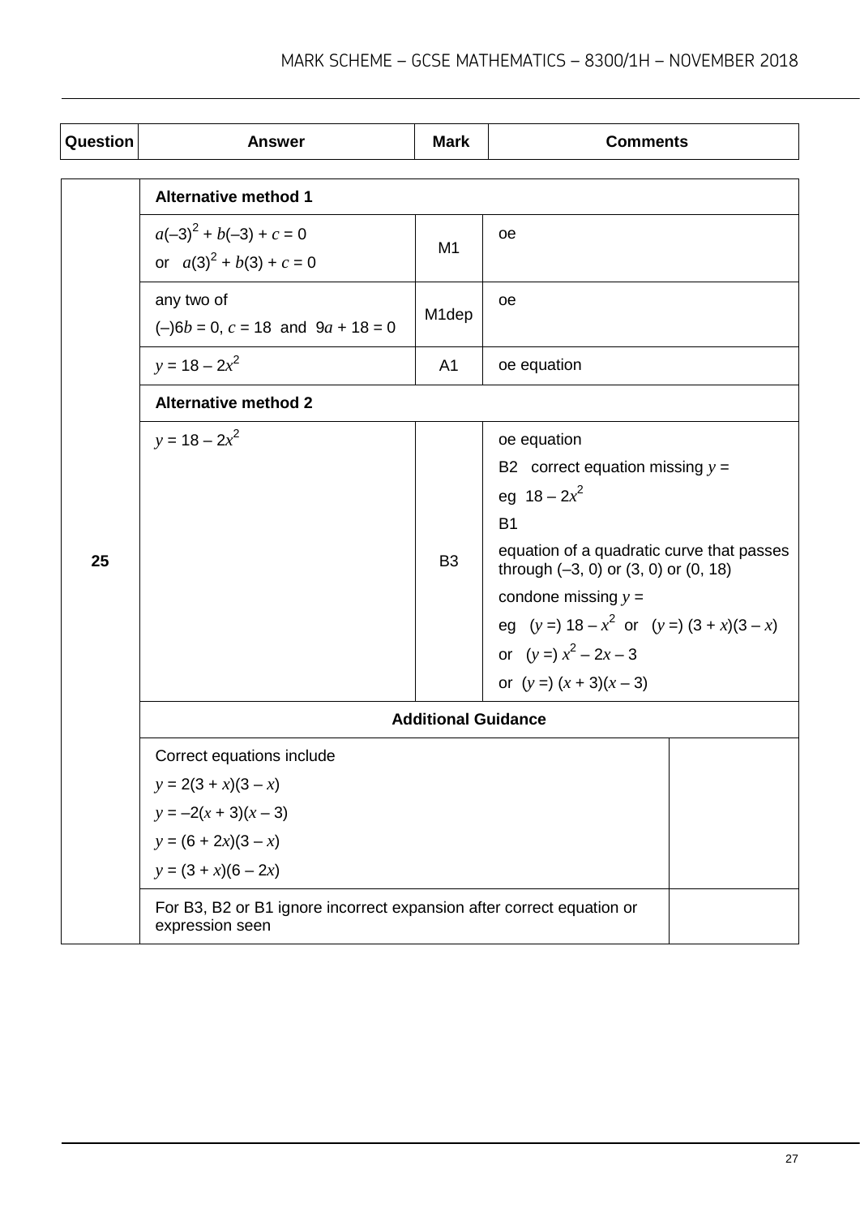| Question | Answer | Mark | Comments |
|---|---|---|---|
| 25 | **Alternative method 1** | | |
| | $a(–3)^2 + b(–3) + c = 0$<br>or $a(3)^2 + b(3) + c = 0$ | M1 | oe |
| | any two of<br>$(–)6b = 0$, $c = 18$ and $9a + 18 = 0$ | M1dep | oe |
| | $y = 18 – 2x^2$ | A1 | oe equation |
| | **Alternative method 2** | | |
| | $y = 18 – 2x^2$ | B3 | oe equation<br>B2 correct equation missing $y =$<br>eg $18 – 2x^2$<br>B1<br>equation of a quadratic curve that passes through (–3, 0) or (3, 0) or (0, 18)<br>condone missing $y =$<br>eg $(y =)\ 18 – x^2$ or $(y =)\ (3 + x)(3 – x)$<br>or $(y =)\ x^2 – 2x – 3$<br>or $(y =)\ (x + 3)(x – 3)$ |
| | **Additional Guidance** | | |
| | Correct equations include<br>$y = 2(3 + x)(3 – x)$<br>$y = –2(x + 3)(x – 3)$<br>$y = (6 + 2x)(3 – x)$<br>$y = (3 + x)(6 – 2x)$ | | |
| | For B3, B2 or B1 ignore incorrect expansion after correct equation or expression seen | | |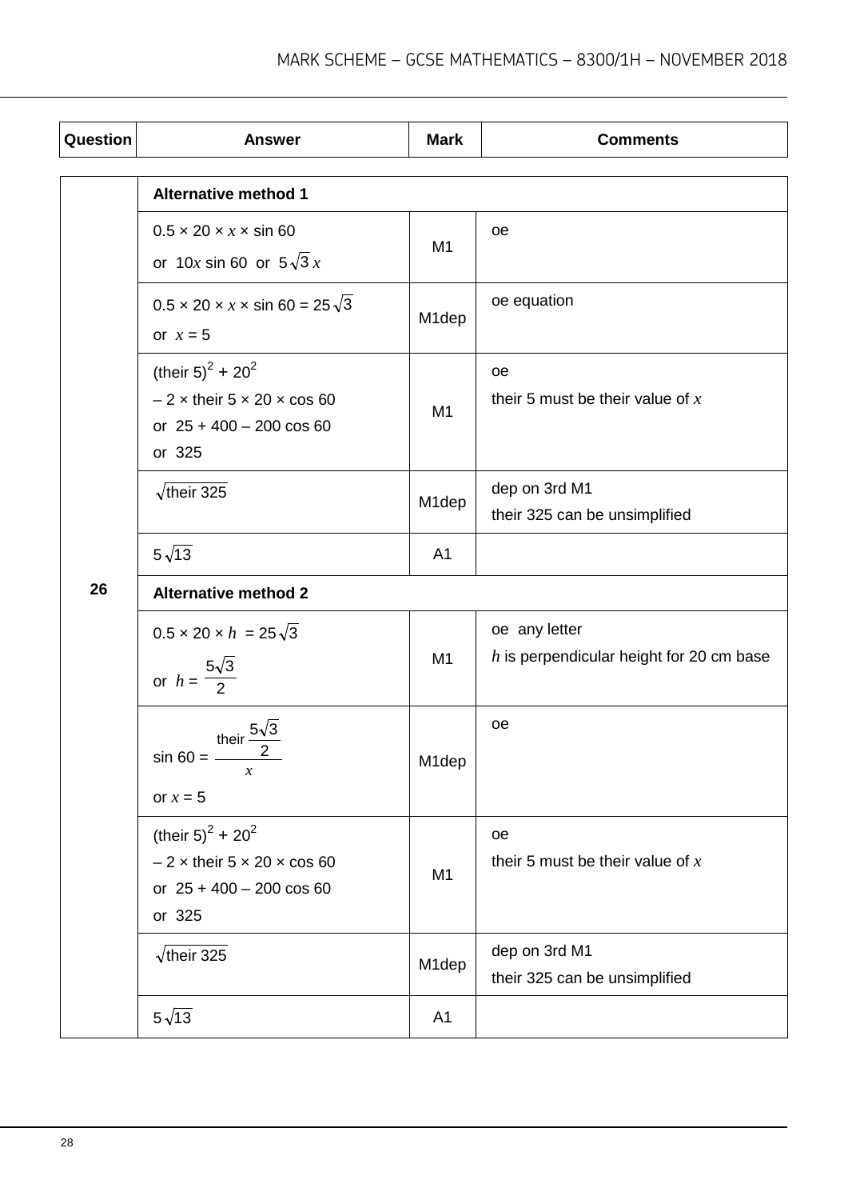| Question | Answer | Mark | Comments |
|---|---|---|---|
| 26 | **Alternative method 1** | | |
| | $0.5 \times 20 \times x \times \sin 60$ or $10x \sin 60$ or $5\sqrt{3}\,x$ | M1 | oe |
| | $0.5 \times 20 \times x \times \sin 60 = 25\sqrt{3}$ or $x = 5$ | M1dep | oe equation |
| | $(\text{their } 5)^2 + 20^2$ $- 2 \times \text{their } 5 \times 20 \times \cos 60$ or $25 + 400 - 200 \cos 60$ or $325$ | M1 | oe<br>their 5 must be their value of $x$ |
| | $\sqrt{\text{their } 325}$ | M1dep | dep on 3rd M1<br>their 325 can be unsimplified |
| | $5\sqrt{13}$ | A1 | |
| | **Alternative method 2** | | |
| | $0.5 \times 20 \times h = 25\sqrt{3}$ or $h = \dfrac{5\sqrt{3}}{2}$ | M1 | oe any letter<br>$h$ is perpendicular height for 20 cm base |
| | $\sin 60 = \dfrac{\text{their } \frac{5\sqrt{3}}{2}}{x}$ or $x = 5$ | M1dep | oe |
| | $(\text{their } 5)^2 + 20^2$ $- 2 \times \text{their } 5 \times 20 \times \cos 60$ or $25 + 400 - 200 \cos 60$ or $325$ | M1 | oe<br>their 5 must be their value of $x$ |
| | $\sqrt{\text{their } 325}$ | M1dep | dep on 3rd M1<br>their 325 can be unsimplified |
| | $5\sqrt{13}$ | A1 | |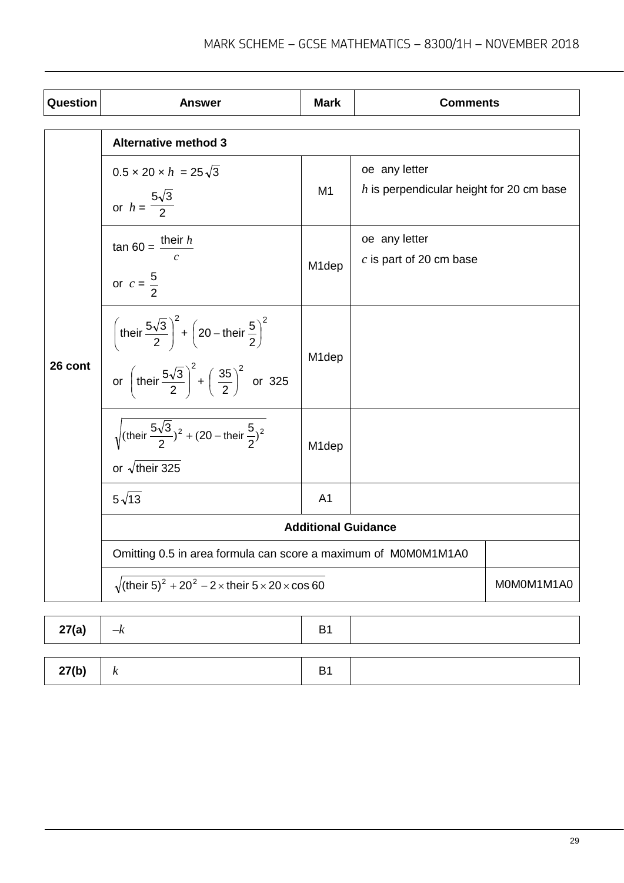| Question | Answer | Mark | Comments |
|---|---|---|---|
| 26 cont | **Alternative method 3** | | |
| | $0.5 \times 20 \times h = 25\sqrt{3}$<br>or $h = \dfrac{5\sqrt{3}}{2}$ | M1 | oe any letter<br>$h$ is perpendicular height for 20 cm base |
| | $\tan 60 = \dfrac{\text{their } h}{c}$<br>or $c = \dfrac{5}{2}$ | M1dep | oe any letter<br>$c$ is part of 20 cm base |
| | $\left(\text{their } \dfrac{5\sqrt{3}}{2}\right)^2 + \left(20 - \text{their } \dfrac{5}{2}\right)^2$<br>or $\left(\text{their } \dfrac{5\sqrt{3}}{2}\right)^2 + \left(\dfrac{35}{2}\right)^2$ or 325 | M1dep | |
| | $\sqrt{(\text{their } \dfrac{5\sqrt{3}}{2})^2 + (20 - \text{their } \dfrac{5}{2})^2}$<br>or $\sqrt{\text{their } 325}$ | M1dep | |
| | $5\sqrt{13}$ | A1 | |
| | **Additional Guidance** | | |
| | Omitting 0.5 in area formula can score a maximum of M0M0M1M1A0 | | |
| | $\sqrt{(\text{their } 5)^2 + 20^2 - 2 \times \text{their } 5 \times 20 \times \cos 60}$ | | M0M0M1M1A0 |

| Question | Answer | Mark | Comments |
|---|---|---|---|
| 27(a) | $-k$ | B1 | |

| Question | Answer | Mark | Comments |
|---|---|---|---|
| 27(b) | $k$ | B1 | |